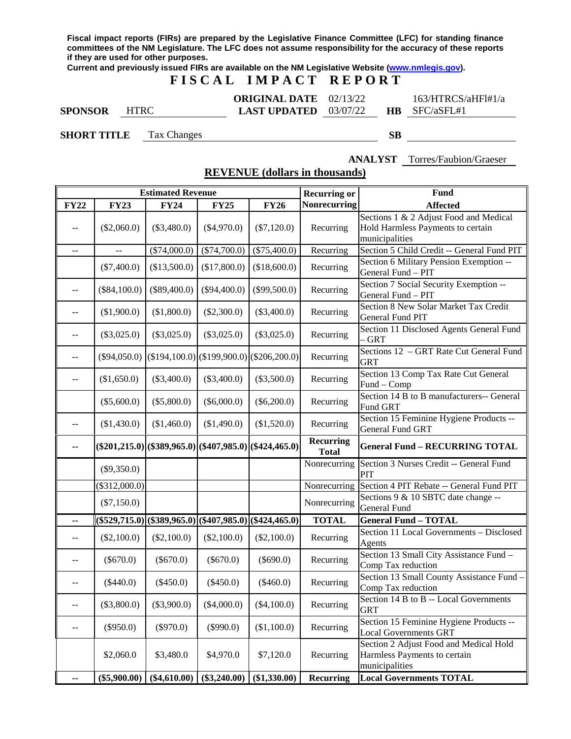**Fiscal impact reports (FIRs) are prepared by the Legislative Finance Committee (LFC) for standing finance committees of the NM Legislature. The LFC does not assume responsibility for the accuracy of these reports if they are used for other purposes.**

**Current and previously issued FIRs are available on the NM Legislative Website (www.nmlegis.gov).**

# FISCAL IMPACT REPORT

**SPONSOR** HTRC

**ORIGINAL DATE** 02/13/22
**LAST UPDATED** 03/07/22

**HB** 163/HTRCS/aHFl#1/a SFC/aSFL#1

**SHORT TITLE** Tax Changes

**SB**

**ANALYST** Torres/Faubion/Graeser

## REVENUE (dollars in thousands)

| Estimated Revenue | | | | | Recurring or Nonrecurring | Fund Affected |
|---|---|---|---|---|---|---|
| **FY22** | **FY23** | **FY24** | **FY25** | **FY26** | | |
| -- | ($2,060.0) | ($3,480.0) | ($4,970.0) | ($7,120.0) | Recurring | Sections 1 & 2 Adjust Food and Medical Hold Harmless Payments to certain municipalities |
| -- | -- | ($74,000.0) | ($74,700.0) | ($75,400.0) | Recurring | Section 5 Child Credit -- General Fund PIT |
| | ($7,400.0) | ($13,500.0) | ($17,800.0) | ($18,600.0) | Recurring | Section 6 Military Pension Exemption -- General Fund – PIT |
| -- | ($84,100.0) | ($89,400.0) | ($94,400.0) | ($99,500.0) | Recurring | Section 7 Social Security Exemption -- General Fund – PIT |
| -- | ($1,900.0) | ($1,800.0) | ($2,300.0) | ($3,400.0) | Recurring | Section 8 New Solar Market Tax Credit General Fund PIT |
| -- | ($3,025.0) | ($3,025.0) | ($3,025.0) | ($3,025.0) | Recurring | Section 11 Disclosed Agents General Fund – GRT |
| -- | ($94,050.0) | ($194,100.0) | ($199,900.0) | ($206,200.0) | Recurring | Sections 12 – GRT Rate Cut General Fund GRT |
| -- | ($1,650.0) | ($3,400.0) | ($3,400.0) | ($3,500.0) | Recurring | Section 13 Comp Tax Rate Cut General Fund – Comp |
| | ($5,600.0) | ($5,800.0) | ($6,000.0) | ($6,200.0) | Recurring | Section 14 B to B manufacturers-- General Fund GRT |
| -- | ($1,430.0) | ($1,460.0) | ($1,490.0) | ($1,520.0) | Recurring | Section 15 Feminine Hygiene Products -- General Fund GRT |
| **--** | **($201,215.0)** | **($389,965.0)** | **($407,985.0)** | **($424,465.0)** | **Recurring Total** | **General Fund – RECURRING TOTAL** |
| | ($9,350.0) | | | | Nonrecurring | Section 3 Nurses Credit -- General Fund PIT |
| | ($312,000.0) | | | | Nonrecurring | Section 4 PIT Rebate -- General Fund PIT |
| | ($7,150.0) | | | | Nonrecurring | Sections 9 & 10 SBTC date change -- General Fund |
| **--** | **($529,715.0)** | **($389,965.0)** | **($407,985.0)** | **($424,465.0)** | **TOTAL** | **General Fund – TOTAL** |
| -- | ($2,100.0) | ($2,100.0) | ($2,100.0) | ($2,100.0) | Recurring | Section 11 Local Governments – Disclosed Agents |
| -- | ($670.0) | ($670.0) | ($670.0) | ($690.0) | Recurring | Section 13 Small City Assistance Fund – Comp Tax reduction |
| -- | ($440.0) | ($450.0) | ($450.0) | ($460.0) | Recurring | Section 13 Small County Assistance Fund – Comp Tax reduction |
| -- | ($3,800.0) | ($3,900.0) | ($4,000.0) | ($4,100.0) | Recurring | Section 14 B to B -- Local Governments GRT |
| -- | ($950.0) | ($970.0) | ($990.0) | ($1,100.0) | Recurring | Section 15 Feminine Hygiene Products -- Local Governments GRT |
| | $2,060.0 | $3,480.0 | $4,970.0 | $7,120.0 | Recurring | Section 2 Adjust Food and Medical Hold Harmless Payments to certain municipalities |
| **--** | **($5,900.00)** | **($4,610.00)** | **($3,240.00)** | **($1,330.00)** | **Recurring** | **Local Governments TOTAL** |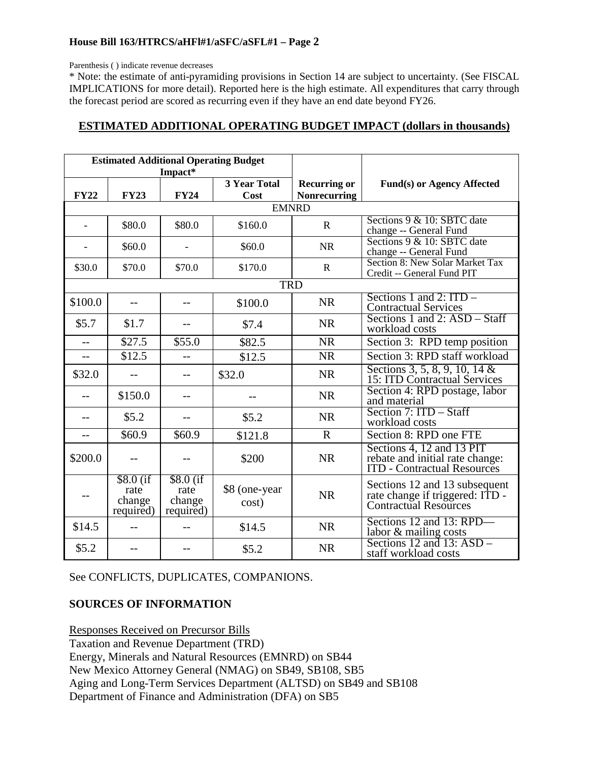Parenthesis ( ) indicate revenue decreases

* Note: the estimate of anti-pyramiding provisions in Section 14 are subject to uncertainty. (See FISCAL IMPLICATIONS for more detail). Reported here is the high estimate. All expenditures that carry through the forecast period are scored as recurring even if they have an end date beyond FY26.

## ESTIMATED ADDITIONAL OPERATING BUDGET IMPACT (dollars in thousands)

| Estimated Additional Operating Budget Impact* | | | | | |
|---|---|---|---|---|---|
| **FY22** | **FY23** | **FY24** | **3 Year Total Cost** | **Recurring or Nonrecurring** | **Fund(s) or Agency Affected** |
| EMNRD | | | | | |
| - | $80.0 | $80.0 | $160.0 | R | Sections 9 & 10: SBTC date change -- General Fund |
| - | $60.0 | - | $60.0 | NR | Sections 9 & 10: SBTC date change -- General Fund |
| $30.0 | $70.0 | $70.0 | $170.0 | R | Section 8: New Solar Market Tax Credit -- General Fund PIT |
| TRD | | | | | |
| $100.0 | -- | -- | $100.0 | NR | Sections 1 and 2: ITD – Contractual Services |
| $5.7 | $1.7 | -- | $7.4 | NR | Sections 1 and 2: ASD – Staff workload costs |
| -- | $27.5 | $55.0 | $82.5 | NR | Section 3: RPD temp position |
| -- | $12.5 | -- | $12.5 | NR | Section 3: RPD staff workload |
| $32.0 | -- | -- | $32.0 | NR | Sections 3, 5, 8, 9, 10, 14 & 15: ITD Contractual Services |
| -- | $150.0 | -- | -- | NR | Section 4: RPD postage, labor and material |
| -- | $5.2 | -- | $5.2 | NR | Section 7: ITD – Staff workload costs |
| -- | $60.9 | $60.9 | $121.8 | R | Section 8: RPD one FTE |
| $200.0 | -- | -- | $200 | NR | Sections 4, 12 and 13 PIT rebate and initial rate change: ITD - Contractual Resources |
| -- | $8.0 (if rate change required) | $8.0 (if rate change required) | $8 (one-year cost) | NR | Sections 12 and 13 subsequent rate change if triggered: ITD - Contractual Resources |
| $14.5 | -- | -- | $14.5 | NR | Sections 12 and 13: RPD— labor & mailing costs |
| $5.2 | -- | -- | $5.2 | NR | Sections 12 and 13: ASD – staff workload costs |

See CONFLICTS, DUPLICATES, COMPANIONS.

### SOURCES OF INFORMATION

Responses Received on Precursor Bills

Taxation and Revenue Department (TRD)
Energy, Minerals and Natural Resources (EMNRD) on SB44
New Mexico Attorney General (NMAG) on SB49, SB108, SB5
Aging and Long-Term Services Department (ALTSD) on SB49 and SB108
Department of Finance and Administration (DFA) on SB5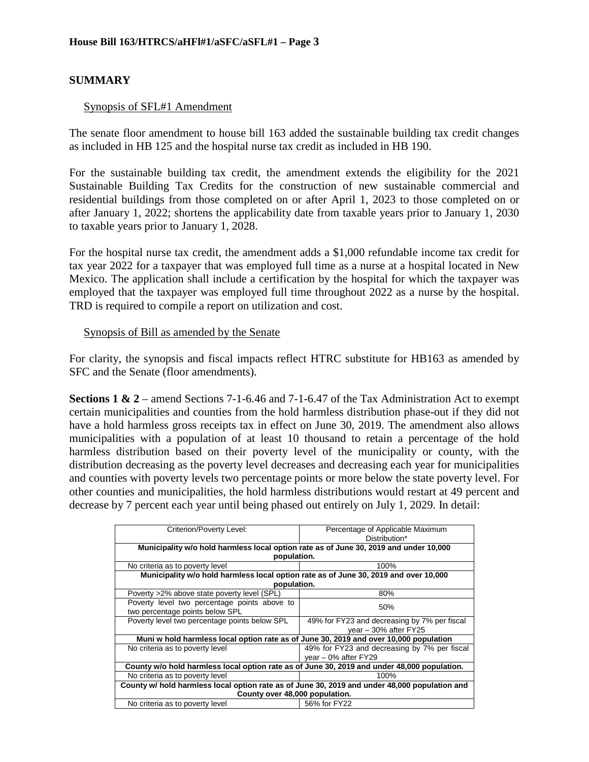## SUMMARY

Synopsis of SFL#1 Amendment

The senate floor amendment to house bill 163 added the sustainable building tax credit changes as included in HB 125 and the hospital nurse tax credit as included in HB 190.

For the sustainable building tax credit, the amendment extends the eligibility for the 2021 Sustainable Building Tax Credits for the construction of new sustainable commercial and residential buildings from those completed on or after April 1, 2023 to those completed on or after January 1, 2022; shortens the applicability date from taxable years prior to January 1, 2030 to taxable years prior to January 1, 2028.

For the hospital nurse tax credit, the amendment adds a $1,000 refundable income tax credit for tax year 2022 for a taxpayer that was employed full time as a nurse at a hospital located in New Mexico. The application shall include a certification by the hospital for which the taxpayer was employed that the taxpayer was employed full time throughout 2022 as a nurse by the hospital. TRD is required to compile a report on utilization and cost.

Synopsis of Bill as amended by the Senate

For clarity, the synopsis and fiscal impacts reflect HTRC substitute for HB163 as amended by SFC and the Senate (floor amendments).

**Sections 1 & 2** – amend Sections 7-1-6.46 and 7-1-6.47 of the Tax Administration Act to exempt certain municipalities and counties from the hold harmless distribution phase-out if they did not have a hold harmless gross receipts tax in effect on June 30, 2019. The amendment also allows municipalities with a population of at least 10 thousand to retain a percentage of the hold harmless distribution based on their poverty level of the municipality or county, with the distribution decreasing as the poverty level decreases and decreasing each year for municipalities and counties with poverty levels two percentage points or more below the state poverty level. For other counties and municipalities, the hold harmless distributions would restart at 49 percent and decrease by 7 percent each year until being phased out entirely on July 1, 2029. In detail:

| Criterion/Poverty Level: | Percentage of Applicable Maximum Distribution* |
|---|---|
| **Municipality w/o hold harmless local option rate as of June 30, 2019 and under 10,000 population.** | |
| No criteria as to poverty level | 100% |
| **Municipality w/o hold harmless local option rate as of June 30, 2019 and over 10,000 population.** | |
| Poverty >2% above state poverty level (SPL) | 80% |
| Poverty level two percentage points above to two percentage points below SPL | 50% |
| Poverty level two percentage points below SPL | 49% for FY23 and decreasing by 7% per fiscal year – 30% after FY25 |
| **Muni w hold harmless local option rate as of June 30, 2019 and over 10,000 population** | |
| No criteria as to poverty level | 49% for FY23 and decreasing by 7% per fiscal year – 0% after FY29 |
| **County w/o hold harmless local option rate as of June 30, 2019 and under 48,000 population.** | |
| No criteria as to poverty level | 100% |
| **County w/ hold harmless local option rate as of June 30, 2019 and under 48,000 population and County over 48,000 population.** | |
| No criteria as to poverty level | 56% for FY22 |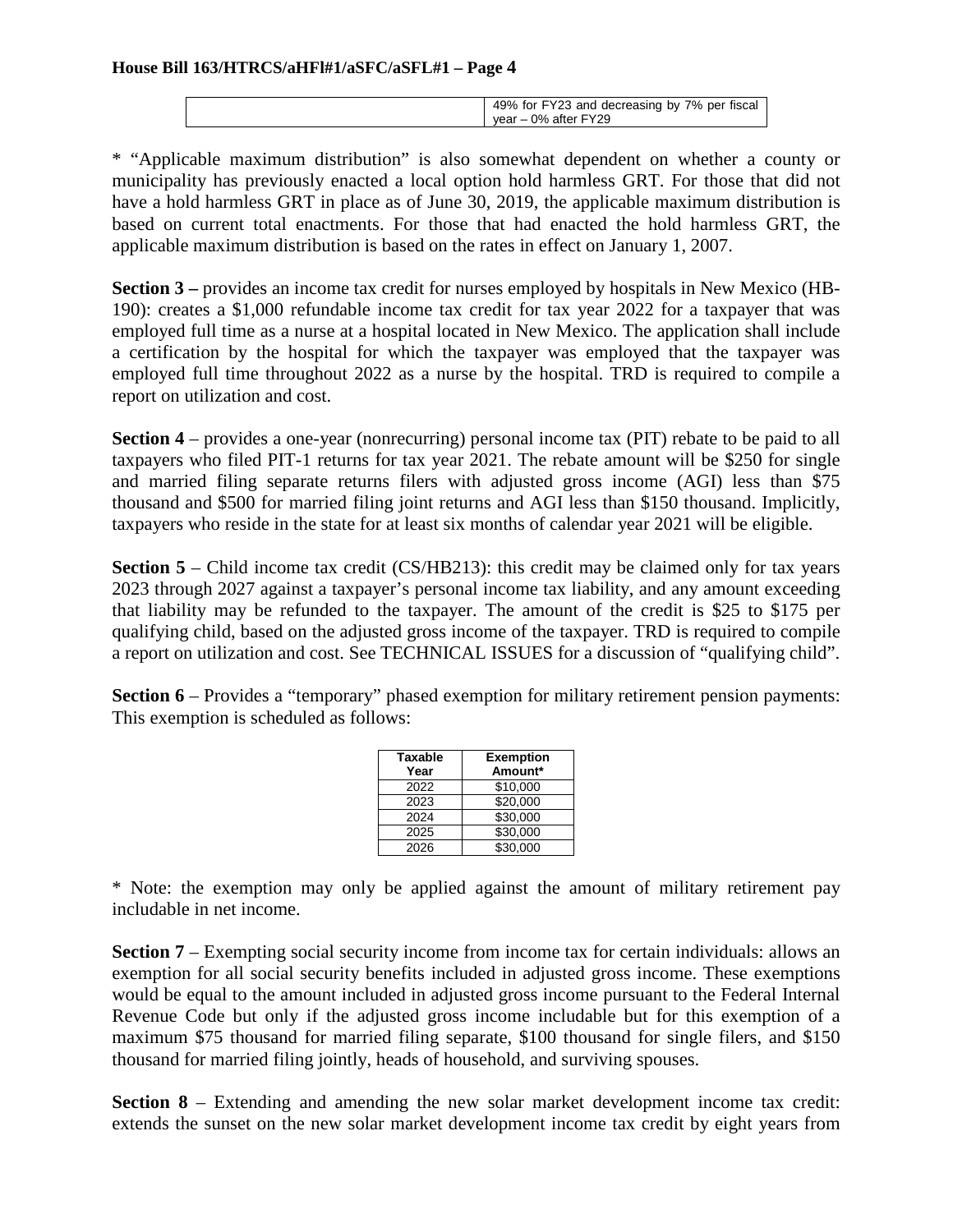| | 49% for FY23 and decreasing by 7% per fiscal year – 0% after FY29 |
|---|---|

* "Applicable maximum distribution" is also somewhat dependent on whether a county or municipality has previously enacted a local option hold harmless GRT. For those that did not have a hold harmless GRT in place as of June 30, 2019, the applicable maximum distribution is based on current total enactments. For those that had enacted the hold harmless GRT, the applicable maximum distribution is based on the rates in effect on January 1, 2007.

**Section 3 –** provides an income tax credit for nurses employed by hospitals in New Mexico (HB-190): creates a $1,000 refundable income tax credit for tax year 2022 for a taxpayer that was employed full time as a nurse at a hospital located in New Mexico. The application shall include a certification by the hospital for which the taxpayer was employed that the taxpayer was employed full time throughout 2022 as a nurse by the hospital. TRD is required to compile a report on utilization and cost.

**Section 4** – provides a one-year (nonrecurring) personal income tax (PIT) rebate to be paid to all taxpayers who filed PIT-1 returns for tax year 2021. The rebate amount will be $250 for single and married filing separate returns filers with adjusted gross income (AGI) less than $75 thousand and $500 for married filing joint returns and AGI less than $150 thousand. Implicitly, taxpayers who reside in the state for at least six months of calendar year 2021 will be eligible.

**Section 5** – Child income tax credit (CS/HB213): this credit may be claimed only for tax years 2023 through 2027 against a taxpayer's personal income tax liability, and any amount exceeding that liability may be refunded to the taxpayer. The amount of the credit is $25 to $175 per qualifying child, based on the adjusted gross income of the taxpayer. TRD is required to compile a report on utilization and cost. See TECHNICAL ISSUES for a discussion of "qualifying child".

**Section 6** – Provides a "temporary" phased exemption for military retirement pension payments: This exemption is scheduled as follows:

| Taxable Year | Exemption Amount* |
|---|---|
| 2022 | $10,000 |
| 2023 | $20,000 |
| 2024 | $30,000 |
| 2025 | $30,000 |
| 2026 | $30,000 |

* Note: the exemption may only be applied against the amount of military retirement pay includable in net income.

**Section 7** – Exempting social security income from income tax for certain individuals: allows an exemption for all social security benefits included in adjusted gross income. These exemptions would be equal to the amount included in adjusted gross income pursuant to the Federal Internal Revenue Code but only if the adjusted gross income includable but for this exemption of a maximum $75 thousand for married filing separate, $100 thousand for single filers, and $150 thousand for married filing jointly, heads of household, and surviving spouses.

**Section 8** – Extending and amending the new solar market development income tax credit: extends the sunset on the new solar market development income tax credit by eight years from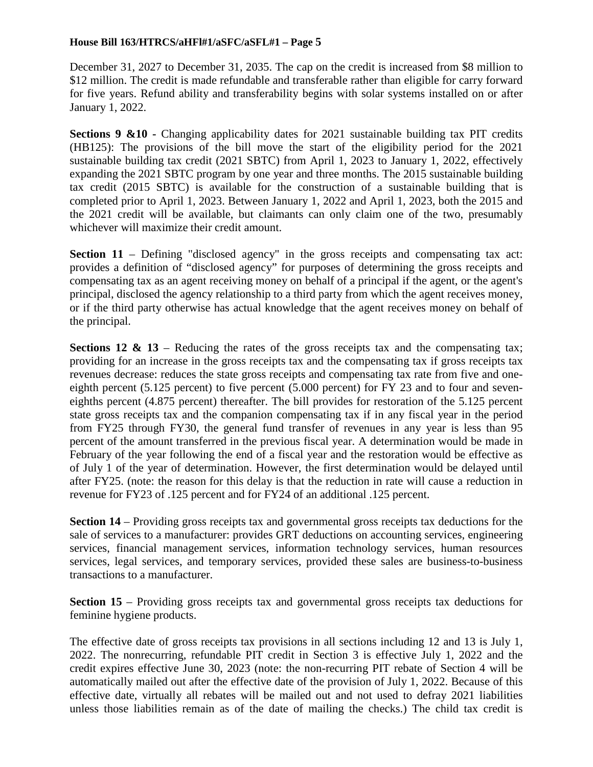December 31, 2027 to December 31, 2035. The cap on the credit is increased from $8 million to $12 million. The credit is made refundable and transferable rather than eligible for carry forward for five years. Refund ability and transferability begins with solar systems installed on or after January 1, 2022.

**Sections 9 &10 -** Changing applicability dates for 2021 sustainable building tax PIT credits (HB125): The provisions of the bill move the start of the eligibility period for the 2021 sustainable building tax credit (2021 SBTC) from April 1, 2023 to January 1, 2022, effectively expanding the 2021 SBTC program by one year and three months. The 2015 sustainable building tax credit (2015 SBTC) is available for the construction of a sustainable building that is completed prior to April 1, 2023. Between January 1, 2022 and April 1, 2023, both the 2015 and the 2021 credit will be available, but claimants can only claim one of the two, presumably whichever will maximize their credit amount.

**Section 11** – Defining "disclosed agency" in the gross receipts and compensating tax act: provides a definition of "disclosed agency" for purposes of determining the gross receipts and compensating tax as an agent receiving money on behalf of a principal if the agent, or the agent's principal, disclosed the agency relationship to a third party from which the agent receives money, or if the third party otherwise has actual knowledge that the agent receives money on behalf of the principal.

**Sections 12 & 13** – Reducing the rates of the gross receipts tax and the compensating tax; providing for an increase in the gross receipts tax and the compensating tax if gross receipts tax revenues decrease: reduces the state gross receipts and compensating tax rate from five and one-eighth percent (5.125 percent) to five percent (5.000 percent) for FY 23 and to four and seven-eighths percent (4.875 percent) thereafter. The bill provides for restoration of the 5.125 percent state gross receipts tax and the companion compensating tax if in any fiscal year in the period from FY25 through FY30, the general fund transfer of revenues in any year is less than 95 percent of the amount transferred in the previous fiscal year. A determination would be made in February of the year following the end of a fiscal year and the restoration would be effective as of July 1 of the year of determination. However, the first determination would be delayed until after FY25. (note: the reason for this delay is that the reduction in rate will cause a reduction in revenue for FY23 of .125 percent and for FY24 of an additional .125 percent.

**Section 14** – Providing gross receipts tax and governmental gross receipts tax deductions for the sale of services to a manufacturer: provides GRT deductions on accounting services, engineering services, financial management services, information technology services, human resources services, legal services, and temporary services, provided these sales are business-to-business transactions to a manufacturer.

**Section 15** – Providing gross receipts tax and governmental gross receipts tax deductions for feminine hygiene products.

The effective date of gross receipts tax provisions in all sections including 12 and 13 is July 1, 2022. The nonrecurring, refundable PIT credit in Section 3 is effective July 1, 2022 and the credit expires effective June 30, 2023 (note: the non-recurring PIT rebate of Section 4 will be automatically mailed out after the effective date of the provision of July 1, 2022. Because of this effective date, virtually all rebates will be mailed out and not used to defray 2021 liabilities unless those liabilities remain as of the date of mailing the checks.) The child tax credit is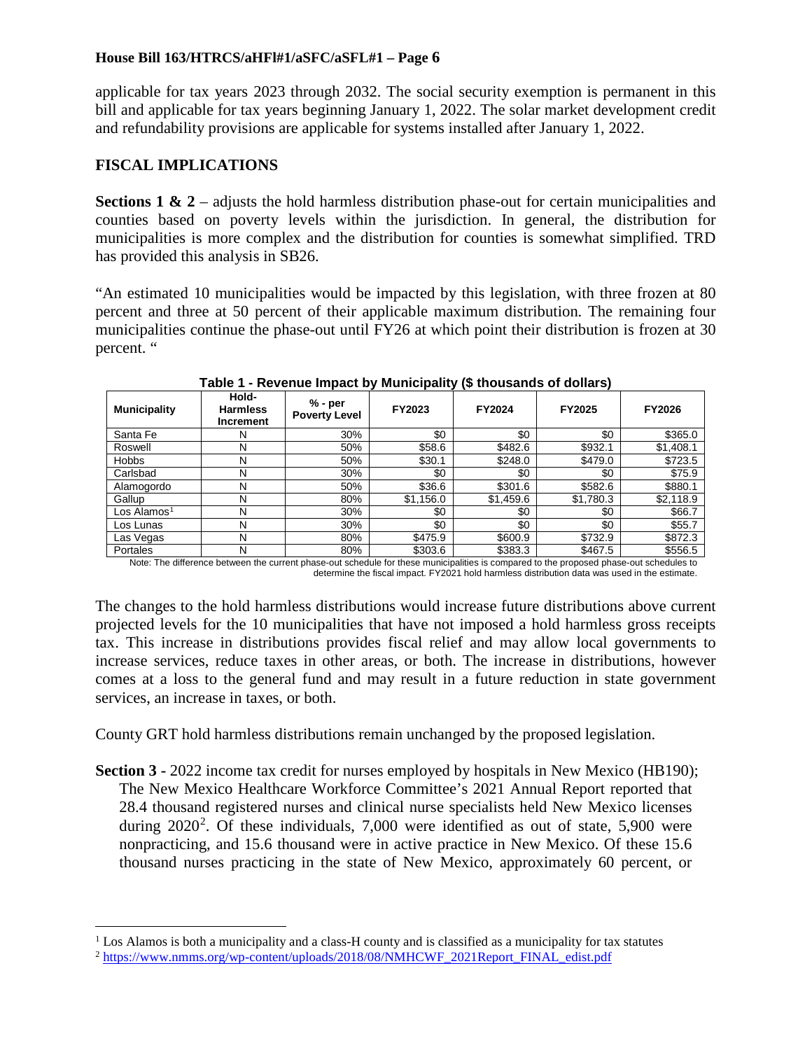applicable for tax years 2023 through 2032. The social security exemption is permanent in this bill and applicable for tax years beginning January 1, 2022. The solar market development credit and refundability provisions are applicable for systems installed after January 1, 2022.

## FISCAL IMPLICATIONS

**Sections 1 & 2** – adjusts the hold harmless distribution phase-out for certain municipalities and counties based on poverty levels within the jurisdiction. In general, the distribution for municipalities is more complex and the distribution for counties is somewhat simplified. TRD has provided this analysis in SB26.

"An estimated 10 municipalities would be impacted by this legislation, with three frozen at 80 percent and three at 50 percent of their applicable maximum distribution. The remaining four municipalities continue the phase-out until FY26 at which point their distribution is frozen at 30 percent. "

**Table 1 - Revenue Impact by Municipality ($ thousands of dollars)**

| Municipality | Hold-Harmless Increment | % - per Poverty Level | FY2023 | FY2024 | FY2025 | FY2026 |
|---|---|---|---|---|---|---|
| Santa Fe | N | 30% | $0 | $0 | $0 | $365.0 |
| Roswell | N | 50% | $58.6 | $482.6 | $932.1 | $1,408.1 |
| Hobbs | N | 50% | $30.1 | $248.0 | $479.0 | $723.5 |
| Carlsbad | N | 30% | $0 | $0 | $0 | $75.9 |
| Alamogordo | N | 50% | $36.6 | $301.6 | $582.6 | $880.1 |
| Gallup | N | 80% | $1,156.0 | $1,459.6 | $1,780.3 | $2,118.9 |
| Los Alamos[1] | N | 30% | $0 | $0 | $0 | $66.7 |
| Los Lunas | N | 30% | $0 | $0 | $0 | $55.7 |
| Las Vegas | N | 80% | $475.9 | $600.9 | $732.9 | $872.3 |
| Portales | N | 80% | $303.6 | $383.3 | $467.5 | $556.5 |

Note: The difference between the current phase-out schedule for these municipalities is compared to the proposed phase-out schedules to determine the fiscal impact. FY2021 hold harmless distribution data was used in the estimate.

The changes to the hold harmless distributions would increase future distributions above current projected levels for the 10 municipalities that have not imposed a hold harmless gross receipts tax. This increase in distributions provides fiscal relief and may allow local governments to increase services, reduce taxes in other areas, or both. The increase in distributions, however comes at a loss to the general fund and may result in a future reduction in state government services, an increase in taxes, or both.

County GRT hold harmless distributions remain unchanged by the proposed legislation.

**Section 3 -** 2022 income tax credit for nurses employed by hospitals in New Mexico (HB190); The New Mexico Healthcare Workforce Committee's 2021 Annual Report reported that 28.4 thousand registered nurses and clinical nurse specialists held New Mexico licenses during 2020[2]. Of these individuals, 7,000 were identified as out of state, 5,900 were nonpracticing, and 15.6 thousand were in active practice in New Mexico. Of these 15.6 thousand nurses practicing in the state of New Mexico, approximately 60 percent, or

---

[1] Los Alamos is both a municipality and a class-H county and is classified as a municipality for tax statutes

[2] https://www.nmms.org/wp-content/uploads/2018/08/NMHCWF_2021Report_FINAL_edist.pdf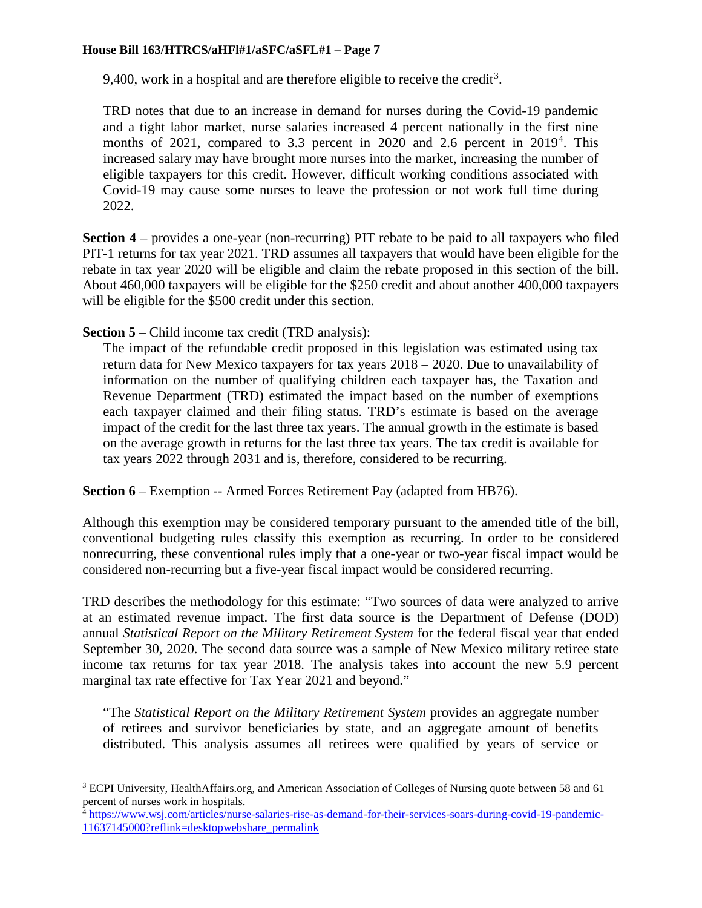9,400, work in a hospital and are therefore eligible to receive the credit[3].

TRD notes that due to an increase in demand for nurses during the Covid-19 pandemic and a tight labor market, nurse salaries increased 4 percent nationally in the first nine months of 2021, compared to 3.3 percent in 2020 and 2.6 percent in 2019[4]. This increased salary may have brought more nurses into the market, increasing the number of eligible taxpayers for this credit. However, difficult working conditions associated with Covid-19 may cause some nurses to leave the profession or not work full time during 2022.

**Section 4** – provides a one-year (non-recurring) PIT rebate to be paid to all taxpayers who filed PIT-1 returns for tax year 2021. TRD assumes all taxpayers that would have been eligible for the rebate in tax year 2020 will be eligible and claim the rebate proposed in this section of the bill. About 460,000 taxpayers will be eligible for the $250 credit and about another 400,000 taxpayers will be eligible for the $500 credit under this section.

**Section 5** – Child income tax credit (TRD analysis):

The impact of the refundable credit proposed in this legislation was estimated using tax return data for New Mexico taxpayers for tax years 2018 – 2020. Due to unavailability of information on the number of qualifying children each taxpayer has, the Taxation and Revenue Department (TRD) estimated the impact based on the number of exemptions each taxpayer claimed and their filing status. TRD's estimate is based on the average impact of the credit for the last three tax years. The annual growth in the estimate is based on the average growth in returns for the last three tax years. The tax credit is available for tax years 2022 through 2031 and is, therefore, considered to be recurring.

**Section 6** – Exemption -- Armed Forces Retirement Pay (adapted from HB76).

Although this exemption may be considered temporary pursuant to the amended title of the bill, conventional budgeting rules classify this exemption as recurring. In order to be considered nonrecurring, these conventional rules imply that a one-year or two-year fiscal impact would be considered non-recurring but a five-year fiscal impact would be considered recurring.

TRD describes the methodology for this estimate: "Two sources of data were analyzed to arrive at an estimated revenue impact. The first data source is the Department of Defense (DOD) annual *Statistical Report on the Military Retirement System* for the federal fiscal year that ended September 30, 2020. The second data source was a sample of New Mexico military retiree state income tax returns for tax year 2018. The analysis takes into account the new 5.9 percent marginal tax rate effective for Tax Year 2021 and beyond."

"The *Statistical Report on the Military Retirement System* provides an aggregate number of retirees and survivor beneficiaries by state, and an aggregate amount of benefits distributed. This analysis assumes all retirees were qualified by years of service or

---

[3] ECPI University, HealthAffairs.org, and American Association of Colleges of Nursing quote between 58 and 61 percent of nurses work in hospitals.

[4] https://www.wsj.com/articles/nurse-salaries-rise-as-demand-for-their-services-soars-during-covid-19-pandemic-11637145000?reflink=desktopwebshare_permalink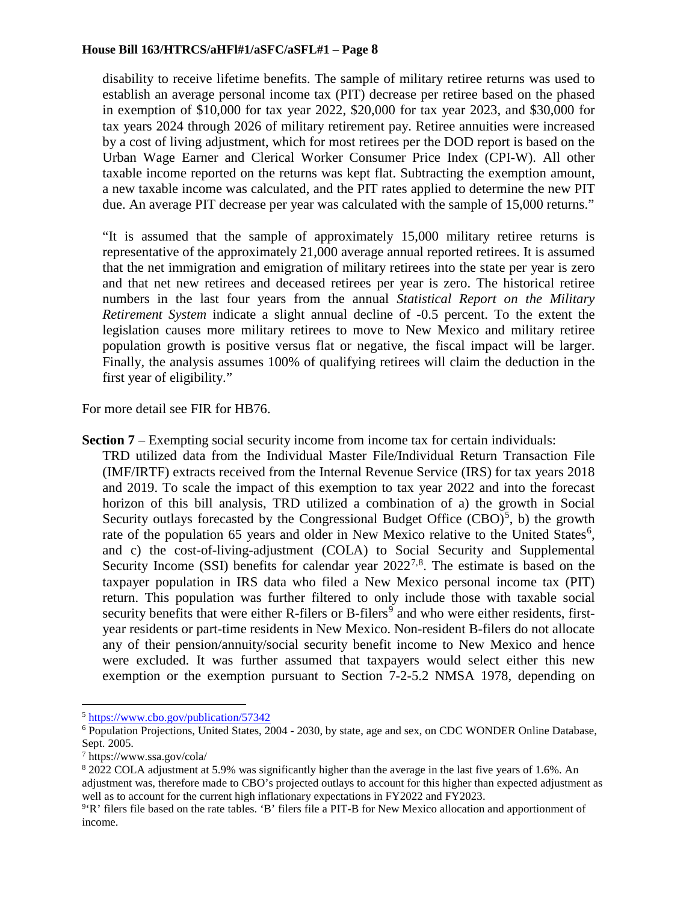disability to receive lifetime benefits. The sample of military retiree returns was used to establish an average personal income tax (PIT) decrease per retiree based on the phased in exemption of $10,000 for tax year 2022, $20,000 for tax year 2023, and $30,000 for tax years 2024 through 2026 of military retirement pay. Retiree annuities were increased by a cost of living adjustment, which for most retirees per the DOD report is based on the Urban Wage Earner and Clerical Worker Consumer Price Index (CPI-W). All other taxable income reported on the returns was kept flat. Subtracting the exemption amount, a new taxable income was calculated, and the PIT rates applied to determine the new PIT due. An average PIT decrease per year was calculated with the sample of 15,000 returns."

"It is assumed that the sample of approximately 15,000 military retiree returns is representative of the approximately 21,000 average annual reported retirees. It is assumed that the net immigration and emigration of military retirees into the state per year is zero and that net new retirees and deceased retirees per year is zero. The historical retiree numbers in the last four years from the annual *Statistical Report on the Military Retirement System* indicate a slight annual decline of -0.5 percent. To the extent the legislation causes more military retirees to move to New Mexico and military retiree population growth is positive versus flat or negative, the fiscal impact will be larger. Finally, the analysis assumes 100% of qualifying retirees will claim the deduction in the first year of eligibility."

For more detail see FIR for HB76.

**Section 7** – Exempting social security income from income tax for certain individuals:

TRD utilized data from the Individual Master File/Individual Return Transaction File (IMF/IRTF) extracts received from the Internal Revenue Service (IRS) for tax years 2018 and 2019. To scale the impact of this exemption to tax year 2022 and into the forecast horizon of this bill analysis, TRD utilized a combination of a) the growth in Social Security outlays forecasted by the Congressional Budget Office (CBO)[5], b) the growth rate of the population 65 years and older in New Mexico relative to the United States[6], and c) the cost-of-living-adjustment (COLA) to Social Security and Supplemental Security Income (SSI) benefits for calendar year 2022[7,8]. The estimate is based on the taxpayer population in IRS data who filed a New Mexico personal income tax (PIT) return. This population was further filtered to only include those with taxable social security benefits that were either R-filers or B-filers[9] and who were either residents, first-year residents or part-time residents in New Mexico. Non-resident B-filers do not allocate any of their pension/annuity/social security benefit income to New Mexico and hence were excluded. It was further assumed that taxpayers would select either this new exemption or the exemption pursuant to Section 7-2-5.2 NMSA 1978, depending on

---

[5] https://www.cbo.gov/publication/57342

[6] Population Projections, United States, 2004 - 2030, by state, age and sex, on CDC WONDER Online Database, Sept. 2005.

[7] https://www.ssa.gov/cola/

[8] 2022 COLA adjustment at 5.9% was significantly higher than the average in the last five years of 1.6%. An adjustment was, therefore made to CBO's projected outlays to account for this higher than expected adjustment as well as to account for the current high inflationary expectations in FY2022 and FY2023.

[9] 'R' filers file based on the rate tables. 'B' filers file a PIT-B for New Mexico allocation and apportionment of income.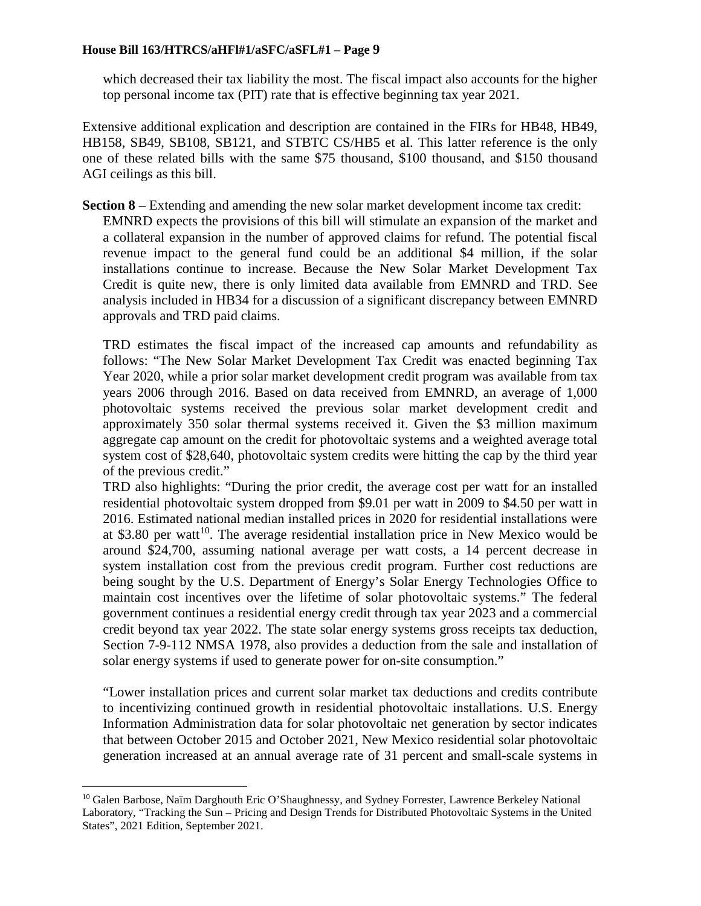which decreased their tax liability the most. The fiscal impact also accounts for the higher top personal income tax (PIT) rate that is effective beginning tax year 2021.

Extensive additional explication and description are contained in the FIRs for HB48, HB49, HB158, SB49, SB108, SB121, and STBTC CS/HB5 et al. This latter reference is the only one of these related bills with the same $75 thousand, $100 thousand, and $150 thousand AGI ceilings as this bill.

**Section 8** – Extending and amending the new solar market development income tax credit: EMNRD expects the provisions of this bill will stimulate an expansion of the market and a collateral expansion in the number of approved claims for refund. The potential fiscal revenue impact to the general fund could be an additional $4 million, if the solar installations continue to increase. Because the New Solar Market Development Tax Credit is quite new, there is only limited data available from EMNRD and TRD. See analysis included in HB34 for a discussion of a significant discrepancy between EMNRD approvals and TRD paid claims.

TRD estimates the fiscal impact of the increased cap amounts and refundability as follows: "The New Solar Market Development Tax Credit was enacted beginning Tax Year 2020, while a prior solar market development credit program was available from tax years 2006 through 2016. Based on data received from EMNRD, an average of 1,000 photovoltaic systems received the previous solar market development credit and approximately 350 solar thermal systems received it. Given the $3 million maximum aggregate cap amount on the credit for photovoltaic systems and a weighted average total system cost of $28,640, photovoltaic system credits were hitting the cap by the third year of the previous credit."

TRD also highlights: "During the prior credit, the average cost per watt for an installed residential photovoltaic system dropped from $9.01 per watt in 2009 to $4.50 per watt in 2016. Estimated national median installed prices in 2020 for residential installations were at $3.80 per watt[10]. The average residential installation price in New Mexico would be around $24,700, assuming national average per watt costs, a 14 percent decrease in system installation cost from the previous credit program. Further cost reductions are being sought by the U.S. Department of Energy's Solar Energy Technologies Office to maintain cost incentives over the lifetime of solar photovoltaic systems." The federal government continues a residential energy credit through tax year 2023 and a commercial credit beyond tax year 2022. The state solar energy systems gross receipts tax deduction, Section 7-9-112 NMSA 1978, also provides a deduction from the sale and installation of solar energy systems if used to generate power for on-site consumption."

"Lower installation prices and current solar market tax deductions and credits contribute to incentivizing continued growth in residential photovoltaic installations. U.S. Energy Information Administration data for solar photovoltaic net generation by sector indicates that between October 2015 and October 2021, New Mexico residential solar photovoltaic generation increased at an annual average rate of 31 percent and small-scale systems in

---

[10] Galen Barbose, Naïm Darghouth Eric O'Shaughnessy, and Sydney Forrester, Lawrence Berkeley National Laboratory, "Tracking the Sun – Pricing and Design Trends for Distributed Photovoltaic Systems in the United States", 2021 Edition, September 2021.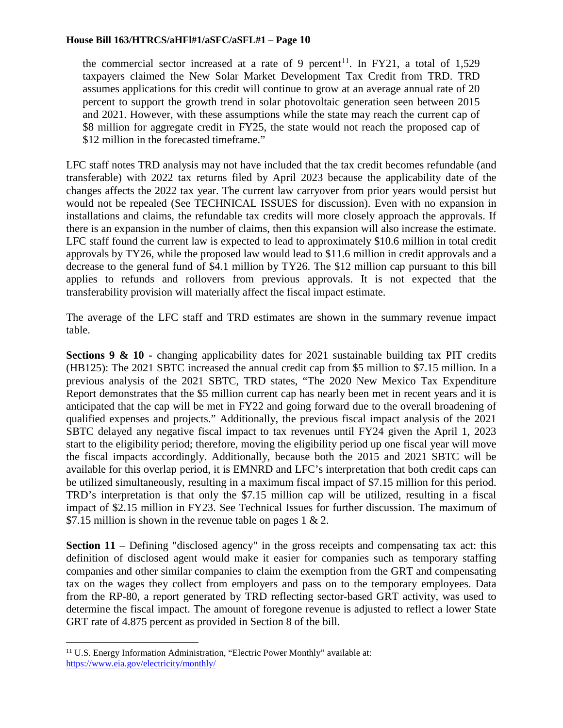the commercial sector increased at a rate of 9 percent[11]. In FY21, a total of 1,529 taxpayers claimed the New Solar Market Development Tax Credit from TRD. TRD assumes applications for this credit will continue to grow at an average annual rate of 20 percent to support the growth trend in solar photovoltaic generation seen between 2015 and 2021. However, with these assumptions while the state may reach the current cap of $8 million for aggregate credit in FY25, the state would not reach the proposed cap of $12 million in the forecasted timeframe."

LFC staff notes TRD analysis may not have included that the tax credit becomes refundable (and transferable) with 2022 tax returns filed by April 2023 because the applicability date of the changes affects the 2022 tax year. The current law carryover from prior years would persist but would not be repealed (See TECHNICAL ISSUES for discussion). Even with no expansion in installations and claims, the refundable tax credits will more closely approach the approvals. If there is an expansion in the number of claims, then this expansion will also increase the estimate. LFC staff found the current law is expected to lead to approximately $10.6 million in total credit approvals by TY26, while the proposed law would lead to $11.6 million in credit approvals and a decrease to the general fund of $4.1 million by TY26. The $12 million cap pursuant to this bill applies to refunds and rollovers from previous approvals. It is not expected that the transferability provision will materially affect the fiscal impact estimate.

The average of the LFC staff and TRD estimates are shown in the summary revenue impact table.

**Sections 9 & 10 -** changing applicability dates for 2021 sustainable building tax PIT credits (HB125): The 2021 SBTC increased the annual credit cap from $5 million to $7.15 million. In a previous analysis of the 2021 SBTC, TRD states, "The 2020 New Mexico Tax Expenditure Report demonstrates that the $5 million current cap has nearly been met in recent years and it is anticipated that the cap will be met in FY22 and going forward due to the overall broadening of qualified expenses and projects." Additionally, the previous fiscal impact analysis of the 2021 SBTC delayed any negative fiscal impact to tax revenues until FY24 given the April 1, 2023 start to the eligibility period; therefore, moving the eligibility period up one fiscal year will move the fiscal impacts accordingly. Additionally, because both the 2015 and 2021 SBTC will be available for this overlap period, it is EMNRD and LFC's interpretation that both credit caps can be utilized simultaneously, resulting in a maximum fiscal impact of $7.15 million for this period. TRD's interpretation is that only the $7.15 million cap will be utilized, resulting in a fiscal impact of $2.15 million in FY23. See Technical Issues for further discussion. The maximum of $7.15 million is shown in the revenue table on pages 1 & 2.

**Section 11** – Defining "disclosed agency" in the gross receipts and compensating tax act: this definition of disclosed agent would make it easier for companies such as temporary staffing companies and other similar companies to claim the exemption from the GRT and compensating tax on the wages they collect from employers and pass on to the temporary employees. Data from the RP-80, a report generated by TRD reflecting sector-based GRT activity, was used to determine the fiscal impact. The amount of foregone revenue is adjusted to reflect a lower State GRT rate of 4.875 percent as provided in Section 8 of the bill.

---

[11] U.S. Energy Information Administration, "Electric Power Monthly" available at: https://www.eia.gov/electricity/monthly/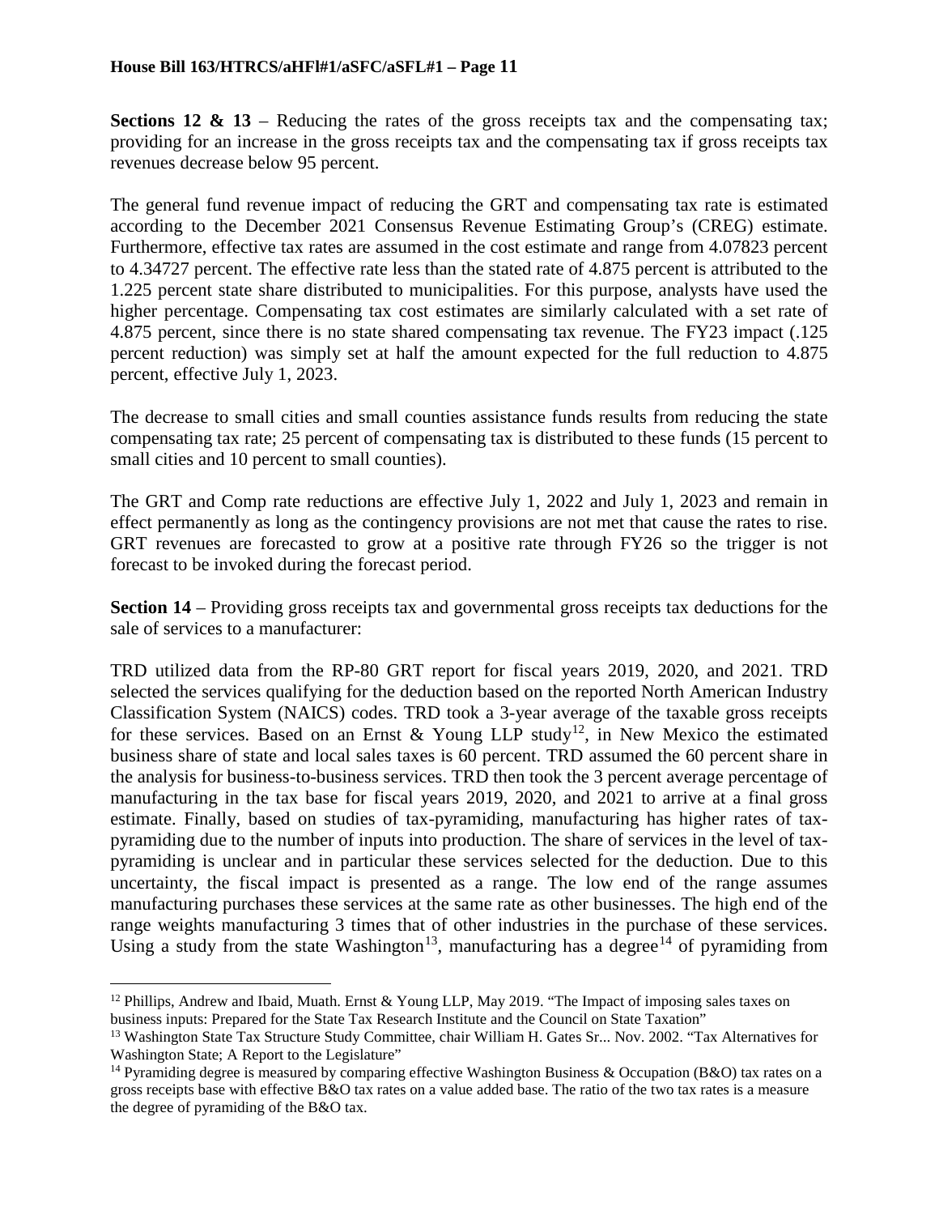**Sections 12 & 13** – Reducing the rates of the gross receipts tax and the compensating tax; providing for an increase in the gross receipts tax and the compensating tax if gross receipts tax revenues decrease below 95 percent.

The general fund revenue impact of reducing the GRT and compensating tax rate is estimated according to the December 2021 Consensus Revenue Estimating Group's (CREG) estimate. Furthermore, effective tax rates are assumed in the cost estimate and range from 4.07823 percent to 4.34727 percent. The effective rate less than the stated rate of 4.875 percent is attributed to the 1.225 percent state share distributed to municipalities. For this purpose, analysts have used the higher percentage. Compensating tax cost estimates are similarly calculated with a set rate of 4.875 percent, since there is no state shared compensating tax revenue. The FY23 impact (.125 percent reduction) was simply set at half the amount expected for the full reduction to 4.875 percent, effective July 1, 2023.

The decrease to small cities and small counties assistance funds results from reducing the state compensating tax rate; 25 percent of compensating tax is distributed to these funds (15 percent to small cities and 10 percent to small counties).

The GRT and Comp rate reductions are effective July 1, 2022 and July 1, 2023 and remain in effect permanently as long as the contingency provisions are not met that cause the rates to rise. GRT revenues are forecasted to grow at a positive rate through FY26 so the trigger is not forecast to be invoked during the forecast period.

**Section 14** – Providing gross receipts tax and governmental gross receipts tax deductions for the sale of services to a manufacturer:

TRD utilized data from the RP-80 GRT report for fiscal years 2019, 2020, and 2021. TRD selected the services qualifying for the deduction based on the reported North American Industry Classification System (NAICS) codes. TRD took a 3-year average of the taxable gross receipts for these services. Based on an Ernst & Young LLP study[12], in New Mexico the estimated business share of state and local sales taxes is 60 percent. TRD assumed the 60 percent share in the analysis for business-to-business services. TRD then took the 3 percent average percentage of manufacturing in the tax base for fiscal years 2019, 2020, and 2021 to arrive at a final gross estimate. Finally, based on studies of tax-pyramiding, manufacturing has higher rates of tax-pyramiding due to the number of inputs into production. The share of services in the level of tax-pyramiding is unclear and in particular these services selected for the deduction. Due to this uncertainty, the fiscal impact is presented as a range. The low end of the range assumes manufacturing purchases these services at the same rate as other businesses. The high end of the range weights manufacturing 3 times that of other industries in the purchase of these services. Using a study from the state Washington[13], manufacturing has a degree[14] of pyramiding from

[12] Phillips, Andrew and Ibaid, Muath. Ernst & Young LLP, May 2019. "The Impact of imposing sales taxes on business inputs: Prepared for the State Tax Research Institute and the Council on State Taxation"

[13] Washington State Tax Structure Study Committee, chair William H. Gates Sr... Nov. 2002. "Tax Alternatives for Washington State; A Report to the Legislature"

[14] Pyramiding degree is measured by comparing effective Washington Business & Occupation (B&O) tax rates on a gross receipts base with effective B&O tax rates on a value added base. The ratio of the two tax rates is a measure the degree of pyramiding of the B&O tax.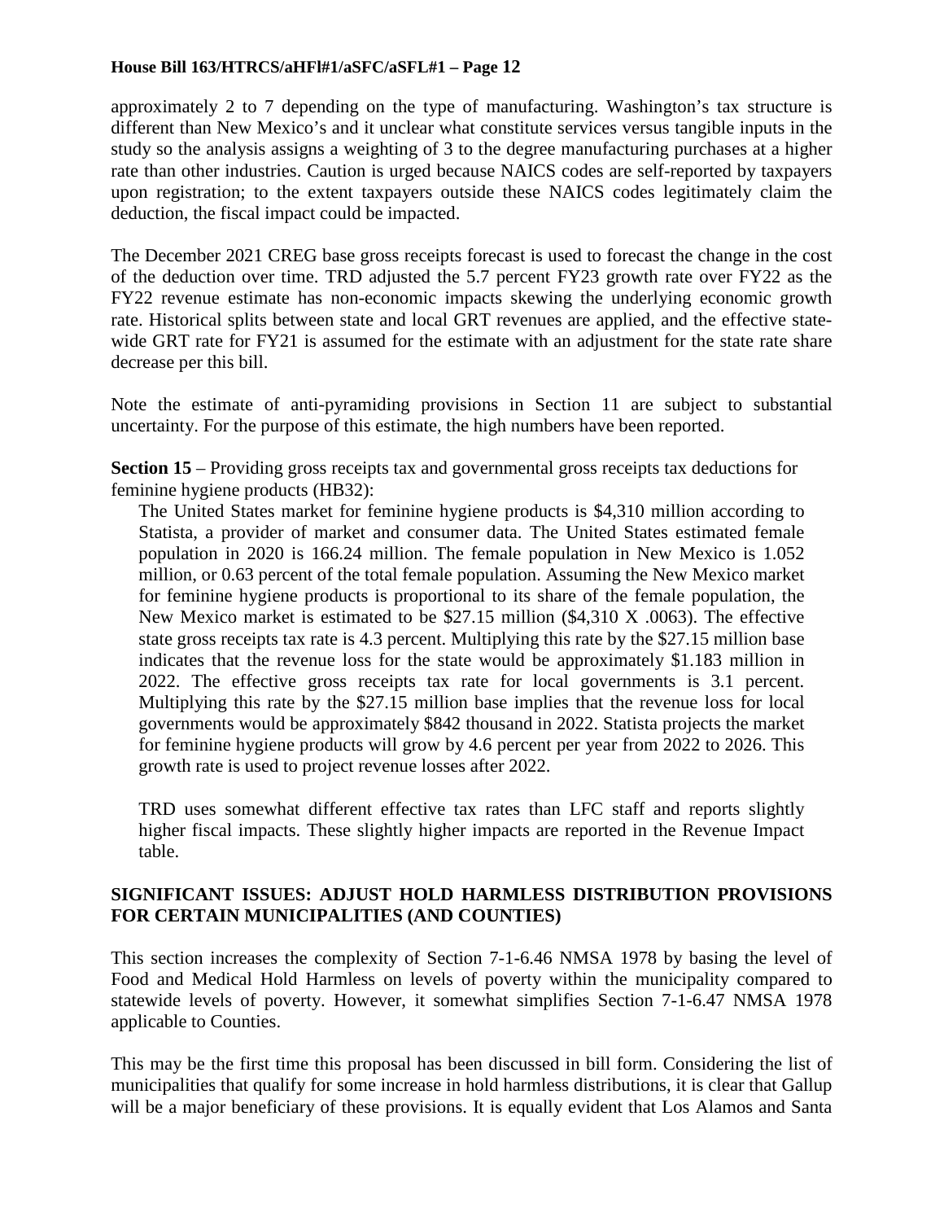approximately 2 to 7 depending on the type of manufacturing. Washington's tax structure is different than New Mexico's and it unclear what constitute services versus tangible inputs in the study so the analysis assigns a weighting of 3 to the degree manufacturing purchases at a higher rate than other industries. Caution is urged because NAICS codes are self-reported by taxpayers upon registration; to the extent taxpayers outside these NAICS codes legitimately claim the deduction, the fiscal impact could be impacted.

The December 2021 CREG base gross receipts forecast is used to forecast the change in the cost of the deduction over time. TRD adjusted the 5.7 percent FY23 growth rate over FY22 as the FY22 revenue estimate has non-economic impacts skewing the underlying economic growth rate. Historical splits between state and local GRT revenues are applied, and the effective state-wide GRT rate for FY21 is assumed for the estimate with an adjustment for the state rate share decrease per this bill.

Note the estimate of anti-pyramiding provisions in Section 11 are subject to substantial uncertainty. For the purpose of this estimate, the high numbers have been reported.

**Section 15** – Providing gross receipts tax and governmental gross receipts tax deductions for feminine hygiene products (HB32):

The United States market for feminine hygiene products is $4,310 million according to Statista, a provider of market and consumer data. The United States estimated female population in 2020 is 166.24 million. The female population in New Mexico is 1.052 million, or 0.63 percent of the total female population. Assuming the New Mexico market for feminine hygiene products is proportional to its share of the female population, the New Mexico market is estimated to be $27.15 million ($4,310 X .0063). The effective state gross receipts tax rate is 4.3 percent. Multiplying this rate by the $27.15 million base indicates that the revenue loss for the state would be approximately $1.183 million in 2022. The effective gross receipts tax rate for local governments is 3.1 percent. Multiplying this rate by the $27.15 million base implies that the revenue loss for local governments would be approximately $842 thousand in 2022. Statista projects the market for feminine hygiene products will grow by 4.6 percent per year from 2022 to 2026. This growth rate is used to project revenue losses after 2022.

TRD uses somewhat different effective tax rates than LFC staff and reports slightly higher fiscal impacts. These slightly higher impacts are reported in the Revenue Impact table.

**SIGNIFICANT ISSUES: ADJUST HOLD HARMLESS DISTRIBUTION PROVISIONS FOR CERTAIN MUNICIPALITIES (AND COUNTIES)**

This section increases the complexity of Section 7-1-6.46 NMSA 1978 by basing the level of Food and Medical Hold Harmless on levels of poverty within the municipality compared to statewide levels of poverty. However, it somewhat simplifies Section 7-1-6.47 NMSA 1978 applicable to Counties.

This may be the first time this proposal has been discussed in bill form. Considering the list of municipalities that qualify for some increase in hold harmless distributions, it is clear that Gallup will be a major beneficiary of these provisions. It is equally evident that Los Alamos and Santa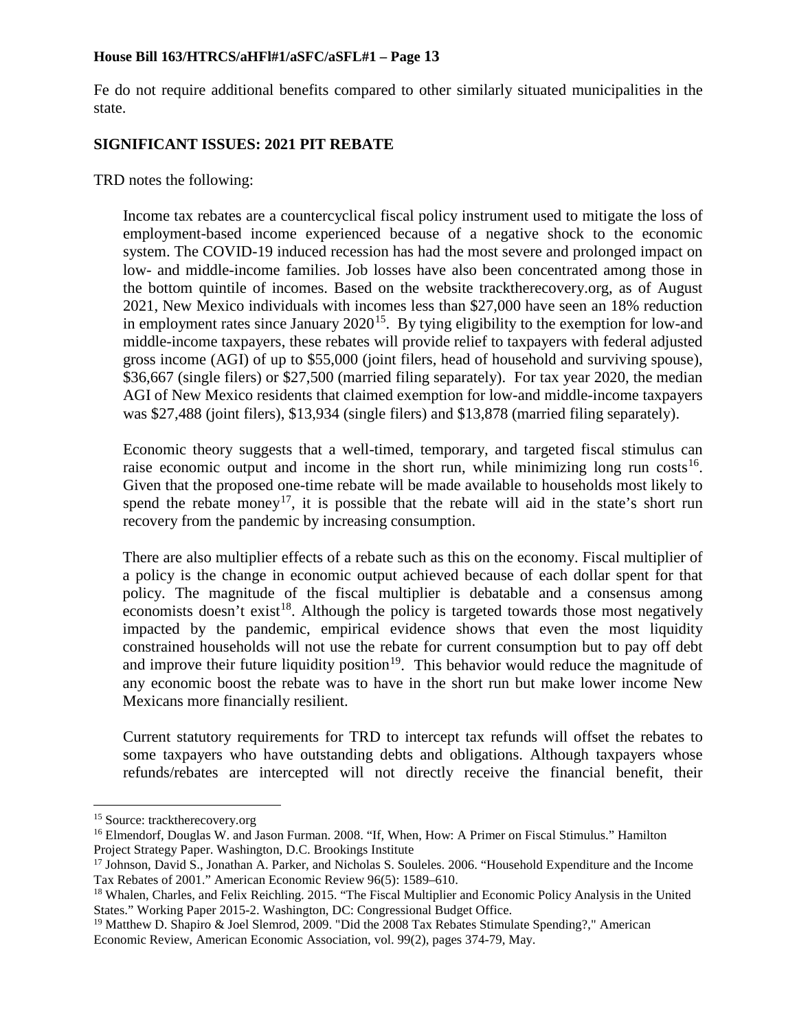Fe do not require additional benefits compared to other similarly situated municipalities in the state.

## SIGNIFICANT ISSUES: 2021 PIT REBATE

TRD notes the following:

> Income tax rebates are a countercyclical fiscal policy instrument used to mitigate the loss of employment-based income experienced because of a negative shock to the economic system. The COVID-19 induced recession has had the most severe and prolonged impact on low- and middle-income families. Job losses have also been concentrated among those in the bottom quintile of incomes. Based on the website tracktherecovery.org, as of August 2021, New Mexico individuals with incomes less than $27,000 have seen an 18% reduction in employment rates since January 2020[15]. By tying eligibility to the exemption for low-and middle-income taxpayers, these rebates will provide relief to taxpayers with federal adjusted gross income (AGI) of up to $55,000 (joint filers, head of household and surviving spouse), $36,667 (single filers) or $27,500 (married filing separately). For tax year 2020, the median AGI of New Mexico residents that claimed exemption for low-and middle-income taxpayers was $27,488 (joint filers), $13,934 (single filers) and $13,878 (married filing separately).
>
> Economic theory suggests that a well-timed, temporary, and targeted fiscal stimulus can raise economic output and income in the short run, while minimizing long run costs[16]. Given that the proposed one-time rebate will be made available to households most likely to spend the rebate money[17], it is possible that the rebate will aid in the state's short run recovery from the pandemic by increasing consumption.
>
> There are also multiplier effects of a rebate such as this on the economy. Fiscal multiplier of a policy is the change in economic output achieved because of each dollar spent for that policy. The magnitude of the fiscal multiplier is debatable and a consensus among economists doesn't exist[18]. Although the policy is targeted towards those most negatively impacted by the pandemic, empirical evidence shows that even the most liquidity constrained households will not use the rebate for current consumption but to pay off debt and improve their future liquidity position[19]. This behavior would reduce the magnitude of any economic boost the rebate was to have in the short run but make lower income New Mexicans more financially resilient.
>
> Current statutory requirements for TRD to intercept tax refunds will offset the rebates to some taxpayers who have outstanding debts and obligations. Although taxpayers whose refunds/rebates are intercepted will not directly receive the financial benefit, their

---

[15] Source: tracktherecovery.org

[16] Elmendorf, Douglas W. and Jason Furman. 2008. "If, When, How: A Primer on Fiscal Stimulus." Hamilton Project Strategy Paper. Washington, D.C. Brookings Institute

[17] Johnson, David S., Jonathan A. Parker, and Nicholas S. Souleles. 2006. "Household Expenditure and the Income Tax Rebates of 2001." American Economic Review 96(5): 1589–610.

[18] Whalen, Charles, and Felix Reichling. 2015. "The Fiscal Multiplier and Economic Policy Analysis in the United States." Working Paper 2015-2. Washington, DC: Congressional Budget Office.

[19] Matthew D. Shapiro & Joel Slemrod, 2009. "Did the 2008 Tax Rebates Stimulate Spending?," American Economic Review, American Economic Association, vol. 99(2), pages 374-79, May.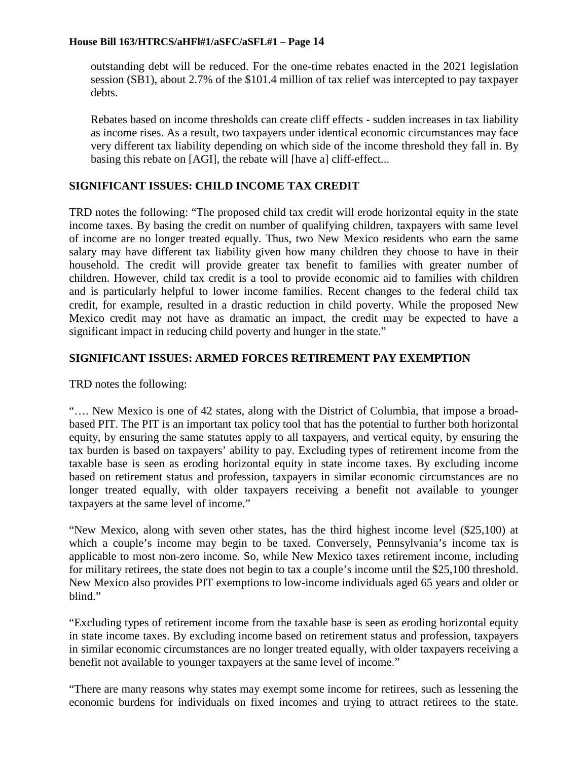outstanding debt will be reduced. For the one-time rebates enacted in the 2021 legislation session (SB1), about 2.7% of the $101.4 million of tax relief was intercepted to pay taxpayer debts.

Rebates based on income thresholds can create cliff effects - sudden increases in tax liability as income rises. As a result, two taxpayers under identical economic circumstances may face very different tax liability depending on which side of the income threshold they fall in. By basing this rebate on [AGI], the rebate will [have a] cliff-effect...

## SIGNIFICANT ISSUES: CHILD INCOME TAX CREDIT

TRD notes the following: "The proposed child tax credit will erode horizontal equity in the state income taxes. By basing the credit on number of qualifying children, taxpayers with same level of income are no longer treated equally. Thus, two New Mexico residents who earn the same salary may have different tax liability given how many children they choose to have in their household. The credit will provide greater tax benefit to families with greater number of children. However, child tax credit is a tool to provide economic aid to families with children and is particularly helpful to lower income families. Recent changes to the federal child tax credit, for example, resulted in a drastic reduction in child poverty. While the proposed New Mexico credit may not have as dramatic an impact, the credit may be expected to have a significant impact in reducing child poverty and hunger in the state."

## SIGNIFICANT ISSUES: ARMED FORCES RETIREMENT PAY EXEMPTION

TRD notes the following:

"…. New Mexico is one of 42 states, along with the District of Columbia, that impose a broad-based PIT. The PIT is an important tax policy tool that has the potential to further both horizontal equity, by ensuring the same statutes apply to all taxpayers, and vertical equity, by ensuring the tax burden is based on taxpayers' ability to pay. Excluding types of retirement income from the taxable base is seen as eroding horizontal equity in state income taxes. By excluding income based on retirement status and profession, taxpayers in similar economic circumstances are no longer treated equally, with older taxpayers receiving a benefit not available to younger taxpayers at the same level of income."

"New Mexico, along with seven other states, has the third highest income level ($25,100) at which a couple's income may begin to be taxed. Conversely, Pennsylvania's income tax is applicable to most non-zero income. So, while New Mexico taxes retirement income, including for military retirees, the state does not begin to tax a couple's income until the $25,100 threshold. New Mexico also provides PIT exemptions to low-income individuals aged 65 years and older or blind."

"Excluding types of retirement income from the taxable base is seen as eroding horizontal equity in state income taxes. By excluding income based on retirement status and profession, taxpayers in similar economic circumstances are no longer treated equally, with older taxpayers receiving a benefit not available to younger taxpayers at the same level of income."

"There are many reasons why states may exempt some income for retirees, such as lessening the economic burdens for individuals on fixed incomes and trying to attract retirees to the state.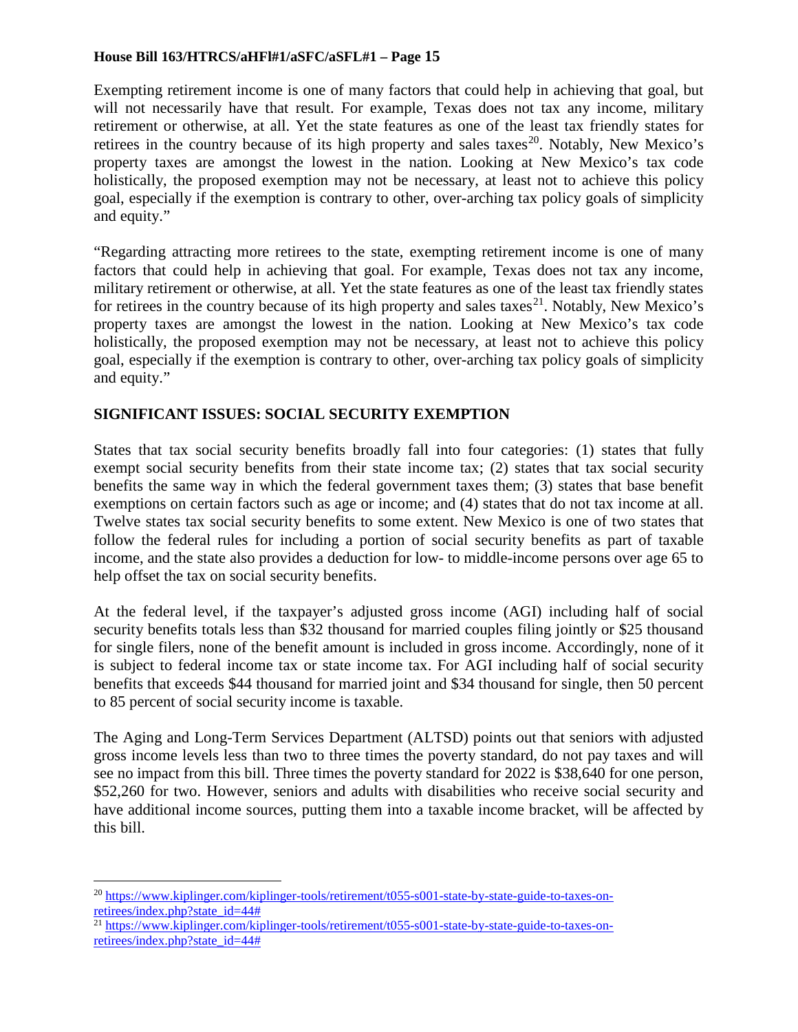Exempting retirement income is one of many factors that could help in achieving that goal, but will not necessarily have that result. For example, Texas does not tax any income, military retirement or otherwise, at all. Yet the state features as one of the least tax friendly states for retirees in the country because of its high property and sales taxes[20]. Notably, New Mexico's property taxes are amongst the lowest in the nation. Looking at New Mexico's tax code holistically, the proposed exemption may not be necessary, at least not to achieve this policy goal, especially if the exemption is contrary to other, over-arching tax policy goals of simplicity and equity."

"Regarding attracting more retirees to the state, exempting retirement income is one of many factors that could help in achieving that goal. For example, Texas does not tax any income, military retirement or otherwise, at all. Yet the state features as one of the least tax friendly states for retirees in the country because of its high property and sales taxes[21]. Notably, New Mexico's property taxes are amongst the lowest in the nation. Looking at New Mexico's tax code holistically, the proposed exemption may not be necessary, at least not to achieve this policy goal, especially if the exemption is contrary to other, over-arching tax policy goals of simplicity and equity."

## SIGNIFICANT ISSUES: SOCIAL SECURITY EXEMPTION

States that tax social security benefits broadly fall into four categories: (1) states that fully exempt social security benefits from their state income tax; (2) states that tax social security benefits the same way in which the federal government taxes them; (3) states that base benefit exemptions on certain factors such as age or income; and (4) states that do not tax income at all. Twelve states tax social security benefits to some extent. New Mexico is one of two states that follow the federal rules for including a portion of social security benefits as part of taxable income, and the state also provides a deduction for low- to middle-income persons over age 65 to help offset the tax on social security benefits.

At the federal level, if the taxpayer's adjusted gross income (AGI) including half of social security benefits totals less than $32 thousand for married couples filing jointly or $25 thousand for single filers, none of the benefit amount is included in gross income. Accordingly, none of it is subject to federal income tax or state income tax. For AGI including half of social security benefits that exceeds $44 thousand for married joint and $34 thousand for single, then 50 percent to 85 percent of social security income is taxable.

The Aging and Long-Term Services Department (ALTSD) points out that seniors with adjusted gross income levels less than two to three times the poverty standard, do not pay taxes and will see no impact from this bill. Three times the poverty standard for 2022 is $38,640 for one person, $52,260 for two. However, seniors and adults with disabilities who receive social security and have additional income sources, putting them into a taxable income bracket, will be affected by this bill.

---

[20] https://www.kiplinger.com/kiplinger-tools/retirement/t055-s001-state-by-state-guide-to-taxes-on-retirees/index.php?state_id=44#

[21] https://www.kiplinger.com/kiplinger-tools/retirement/t055-s001-state-by-state-guide-to-taxes-on-retirees/index.php?state_id=44#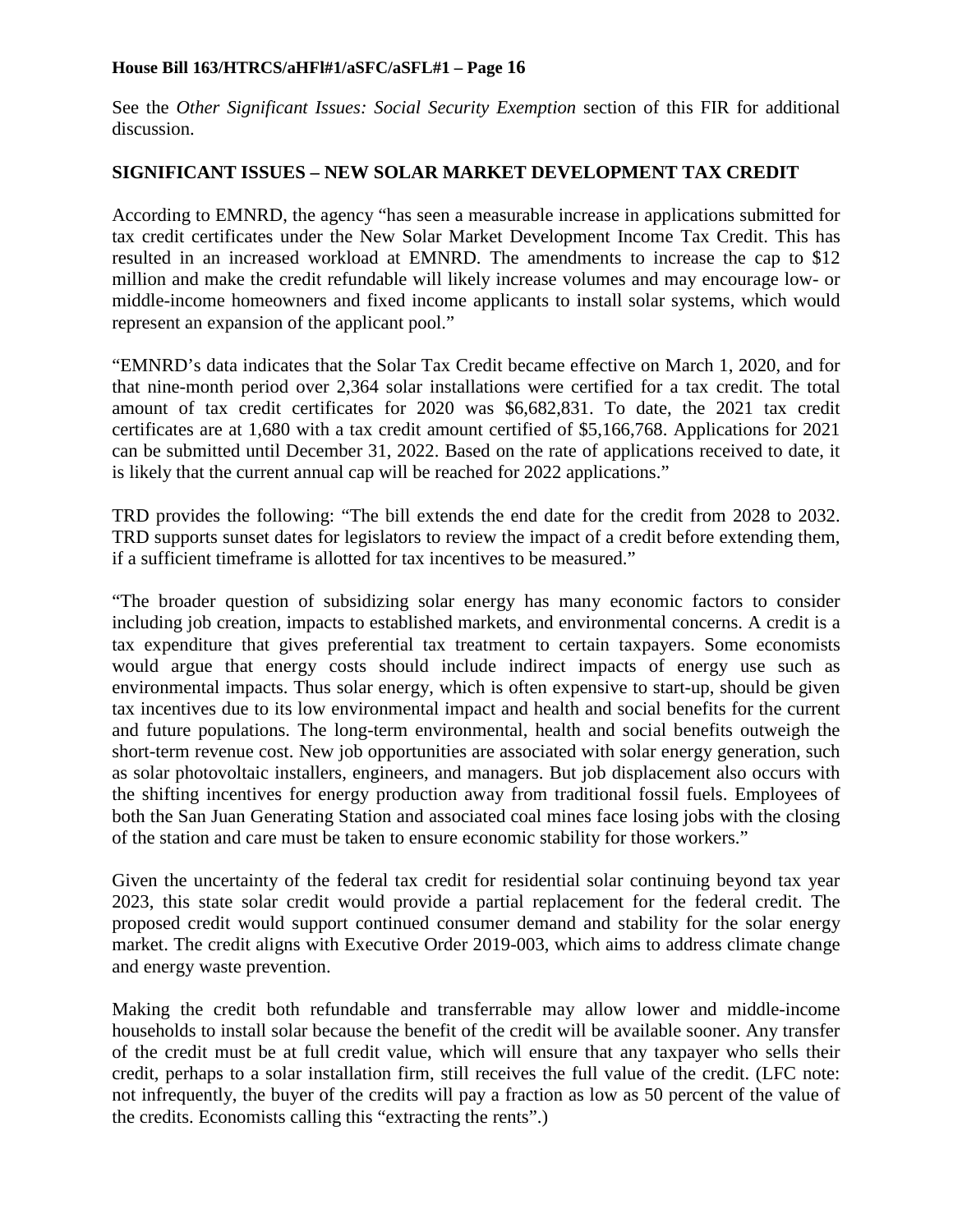See the *Other Significant Issues: Social Security Exemption* section of this FIR for additional discussion.

**SIGNIFICANT ISSUES – NEW SOLAR MARKET DEVELOPMENT TAX CREDIT**

According to EMNRD, the agency "has seen a measurable increase in applications submitted for tax credit certificates under the New Solar Market Development Income Tax Credit. This has resulted in an increased workload at EMNRD. The amendments to increase the cap to $12 million and make the credit refundable will likely increase volumes and may encourage low- or middle-income homeowners and fixed income applicants to install solar systems, which would represent an expansion of the applicant pool."

"EMNRD's data indicates that the Solar Tax Credit became effective on March 1, 2020, and for that nine-month period over 2,364 solar installations were certified for a tax credit. The total amount of tax credit certificates for 2020 was $6,682,831. To date, the 2021 tax credit certificates are at 1,680 with a tax credit amount certified of $5,166,768. Applications for 2021 can be submitted until December 31, 2022. Based on the rate of applications received to date, it is likely that the current annual cap will be reached for 2022 applications."

TRD provides the following: "The bill extends the end date for the credit from 2028 to 2032. TRD supports sunset dates for legislators to review the impact of a credit before extending them, if a sufficient timeframe is allotted for tax incentives to be measured."

"The broader question of subsidizing solar energy has many economic factors to consider including job creation, impacts to established markets, and environmental concerns. A credit is a tax expenditure that gives preferential tax treatment to certain taxpayers. Some economists would argue that energy costs should include indirect impacts of energy use such as environmental impacts. Thus solar energy, which is often expensive to start-up, should be given tax incentives due to its low environmental impact and health and social benefits for the current and future populations. The long-term environmental, health and social benefits outweigh the short-term revenue cost. New job opportunities are associated with solar energy generation, such as solar photovoltaic installers, engineers, and managers. But job displacement also occurs with the shifting incentives for energy production away from traditional fossil fuels. Employees of both the San Juan Generating Station and associated coal mines face losing jobs with the closing of the station and care must be taken to ensure economic stability for those workers."

Given the uncertainty of the federal tax credit for residential solar continuing beyond tax year 2023, this state solar credit would provide a partial replacement for the federal credit. The proposed credit would support continued consumer demand and stability for the solar energy market. The credit aligns with Executive Order 2019-003, which aims to address climate change and energy waste prevention.

Making the credit both refundable and transferrable may allow lower and middle-income households to install solar because the benefit of the credit will be available sooner. Any transfer of the credit must be at full credit value, which will ensure that any taxpayer who sells their credit, perhaps to a solar installation firm, still receives the full value of the credit. (LFC note: not infrequently, the buyer of the credits will pay a fraction as low as 50 percent of the value of the credits. Economists calling this "extracting the rents".)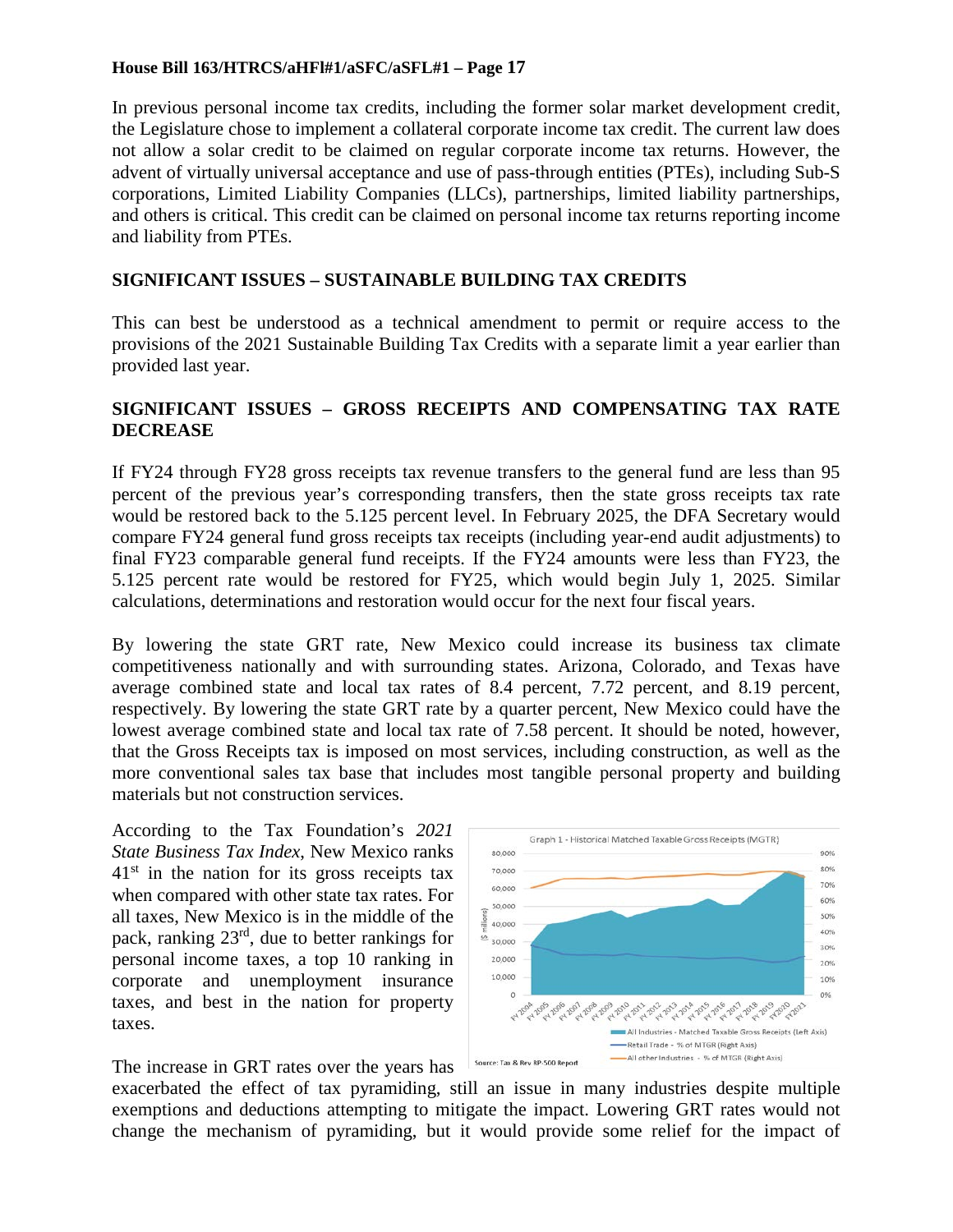In previous personal income tax credits, including the former solar market development credit, the Legislature chose to implement a collateral corporate income tax credit. The current law does not allow a solar credit to be claimed on regular corporate income tax returns. However, the advent of virtually universal acceptance and use of pass-through entities (PTEs), including Sub-S corporations, Limited Liability Companies (LLCs), partnerships, limited liability partnerships, and others is critical. This credit can be claimed on personal income tax returns reporting income and liability from PTEs.

**SIGNIFICANT ISSUES – SUSTAINABLE BUILDING TAX CREDITS**

This can best be understood as a technical amendment to permit or require access to the provisions of the 2021 Sustainable Building Tax Credits with a separate limit a year earlier than provided last year.

**SIGNIFICANT ISSUES – GROSS RECEIPTS AND COMPENSATING TAX RATE DECREASE**

If FY24 through FY28 gross receipts tax revenue transfers to the general fund are less than 95 percent of the previous year's corresponding transfers, then the state gross receipts tax rate would be restored back to the 5.125 percent level. In February 2025, the DFA Secretary would compare FY24 general fund gross receipts tax receipts (including year-end audit adjustments) to final FY23 comparable general fund receipts. If the FY24 amounts were less than FY23, the 5.125 percent rate would be restored for FY25, which would begin July 1, 2025. Similar calculations, determinations and restoration would occur for the next four fiscal years.

By lowering the state GRT rate, New Mexico could increase its business tax climate competitiveness nationally and with surrounding states. Arizona, Colorado, and Texas have average combined state and local tax rates of 8.4 percent, 7.72 percent, and 8.19 percent, respectively. By lowering the state GRT rate by a quarter percent, New Mexico could have the lowest average combined state and local tax rate of 7.58 percent. It should be noted, however, that the Gross Receipts tax is imposed on most services, including construction, as well as the more conventional sales tax base that includes most tangible personal property and building materials but not construction services.

According to the Tax Foundation's *2021 State Business Tax Index*, New Mexico ranks 41st in the nation for its gross receipts tax when compared with other state tax rates. For all taxes, New Mexico is in the middle of the pack, ranking 23rd, due to better rankings for personal income taxes, a top 10 ranking in corporate and unemployment insurance taxes, and best in the nation for property taxes.

Graph 1 - Historical Matched Taxable Gross Receipts (MGTR)

Source: Tax & Rev RP-500 Report

The increase in GRT rates over the years has exacerbated the effect of tax pyramiding, still an issue in many industries despite multiple exemptions and deductions attempting to mitigate the impact. Lowering GRT rates would not change the mechanism of pyramiding, but it would provide some relief for the impact of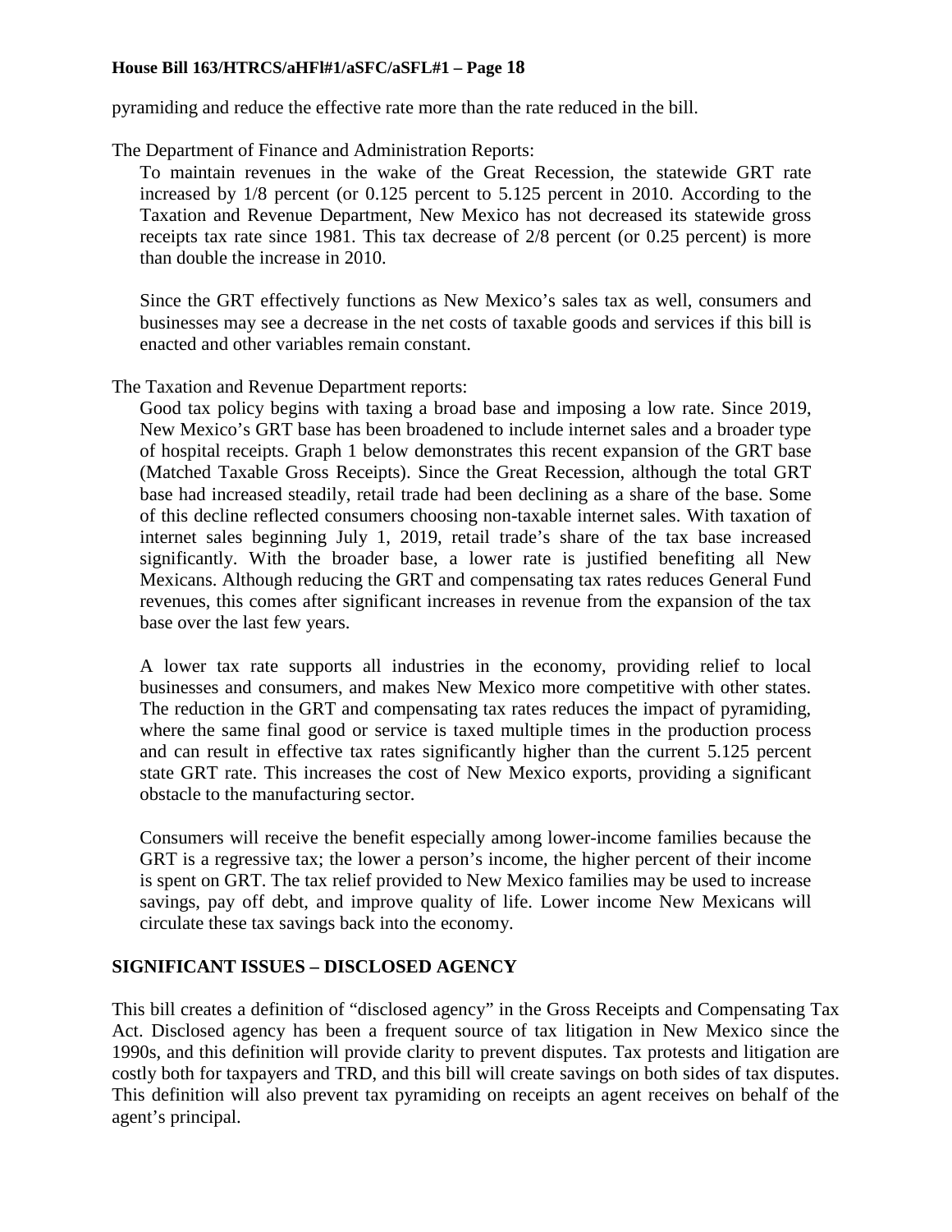pyramiding and reduce the effective rate more than the rate reduced in the bill.

The Department of Finance and Administration Reports:

> To maintain revenues in the wake of the Great Recession, the statewide GRT rate increased by 1/8 percent (or 0.125 percent to 5.125 percent in 2010. According to the Taxation and Revenue Department, New Mexico has not decreased its statewide gross receipts tax rate since 1981. This tax decrease of 2/8 percent (or 0.25 percent) is more than double the increase in 2010.
>
> Since the GRT effectively functions as New Mexico's sales tax as well, consumers and businesses may see a decrease in the net costs of taxable goods and services if this bill is enacted and other variables remain constant.

The Taxation and Revenue Department reports:

> Good tax policy begins with taxing a broad base and imposing a low rate. Since 2019, New Mexico's GRT base has been broadened to include internet sales and a broader type of hospital receipts. Graph 1 below demonstrates this recent expansion of the GRT base (Matched Taxable Gross Receipts). Since the Great Recession, although the total GRT base had increased steadily, retail trade had been declining as a share of the base. Some of this decline reflected consumers choosing non-taxable internet sales. With taxation of internet sales beginning July 1, 2019, retail trade's share of the tax base increased significantly. With the broader base, a lower rate is justified benefiting all New Mexicans. Although reducing the GRT and compensating tax rates reduces General Fund revenues, this comes after significant increases in revenue from the expansion of the tax base over the last few years.
>
> A lower tax rate supports all industries in the economy, providing relief to local businesses and consumers, and makes New Mexico more competitive with other states. The reduction in the GRT and compensating tax rates reduces the impact of pyramiding, where the same final good or service is taxed multiple times in the production process and can result in effective tax rates significantly higher than the current 5.125 percent state GRT rate. This increases the cost of New Mexico exports, providing a significant obstacle to the manufacturing sector.
>
> Consumers will receive the benefit especially among lower-income families because the GRT is a regressive tax; the lower a person's income, the higher percent of their income is spent on GRT. The tax relief provided to New Mexico families may be used to increase savings, pay off debt, and improve quality of life. Lower income New Mexicans will circulate these tax savings back into the economy.

## SIGNIFICANT ISSUES – DISCLOSED AGENCY

This bill creates a definition of "disclosed agency" in the Gross Receipts and Compensating Tax Act. Disclosed agency has been a frequent source of tax litigation in New Mexico since the 1990s, and this definition will provide clarity to prevent disputes. Tax protests and litigation are costly both for taxpayers and TRD, and this bill will create savings on both sides of tax disputes. This definition will also prevent tax pyramiding on receipts an agent receives on behalf of the agent's principal.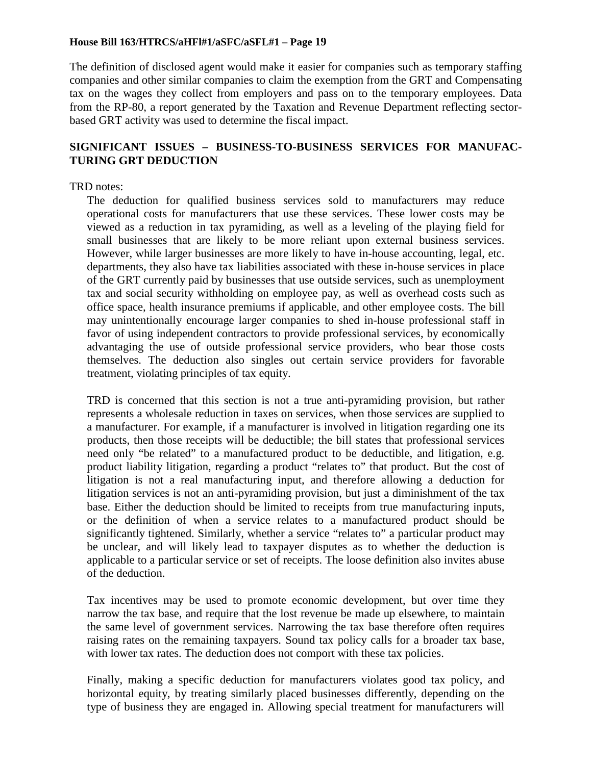The definition of disclosed agent would make it easier for companies such as temporary staffing companies and other similar companies to claim the exemption from the GRT and Compensating tax on the wages they collect from employers and pass on to the temporary employees. Data from the RP-80, a report generated by the Taxation and Revenue Department reflecting sector-based GRT activity was used to determine the fiscal impact.

## SIGNIFICANT ISSUES – BUSINESS-TO-BUSINESS SERVICES FOR MANUFACTURING GRT DEDUCTION

TRD notes:

> The deduction for qualified business services sold to manufacturers may reduce operational costs for manufacturers that use these services. These lower costs may be viewed as a reduction in tax pyramiding, as well as a leveling of the playing field for small businesses that are likely to be more reliant upon external business services. However, while larger businesses are more likely to have in-house accounting, legal, etc. departments, they also have tax liabilities associated with these in-house services in place of the GRT currently paid by businesses that use outside services, such as unemployment tax and social security withholding on employee pay, as well as overhead costs such as office space, health insurance premiums if applicable, and other employee costs. The bill may unintentionally encourage larger companies to shed in-house professional staff in favor of using independent contractors to provide professional services, by economically advantaging the use of outside professional service providers, who bear those costs themselves. The deduction also singles out certain service providers for favorable treatment, violating principles of tax equity.
>
> TRD is concerned that this section is not a true anti-pyramiding provision, but rather represents a wholesale reduction in taxes on services, when those services are supplied to a manufacturer. For example, if a manufacturer is involved in litigation regarding one its products, then those receipts will be deductible; the bill states that professional services need only "be related" to a manufactured product to be deductible, and litigation, e.g. product liability litigation, regarding a product "relates to" that product. But the cost of litigation is not a real manufacturing input, and therefore allowing a deduction for litigation services is not an anti-pyramiding provision, but just a diminishment of the tax base. Either the deduction should be limited to receipts from true manufacturing inputs, or the definition of when a service relates to a manufactured product should be significantly tightened. Similarly, whether a service "relates to" a particular product may be unclear, and will likely lead to taxpayer disputes as to whether the deduction is applicable to a particular service or set of receipts. The loose definition also invites abuse of the deduction.
>
> Tax incentives may be used to promote economic development, but over time they narrow the tax base, and require that the lost revenue be made up elsewhere, to maintain the same level of government services. Narrowing the tax base therefore often requires raising rates on the remaining taxpayers. Sound tax policy calls for a broader tax base, with lower tax rates. The deduction does not comport with these tax policies.
>
> Finally, making a specific deduction for manufacturers violates good tax policy, and horizontal equity, by treating similarly placed businesses differently, depending on the type of business they are engaged in. Allowing special treatment for manufacturers will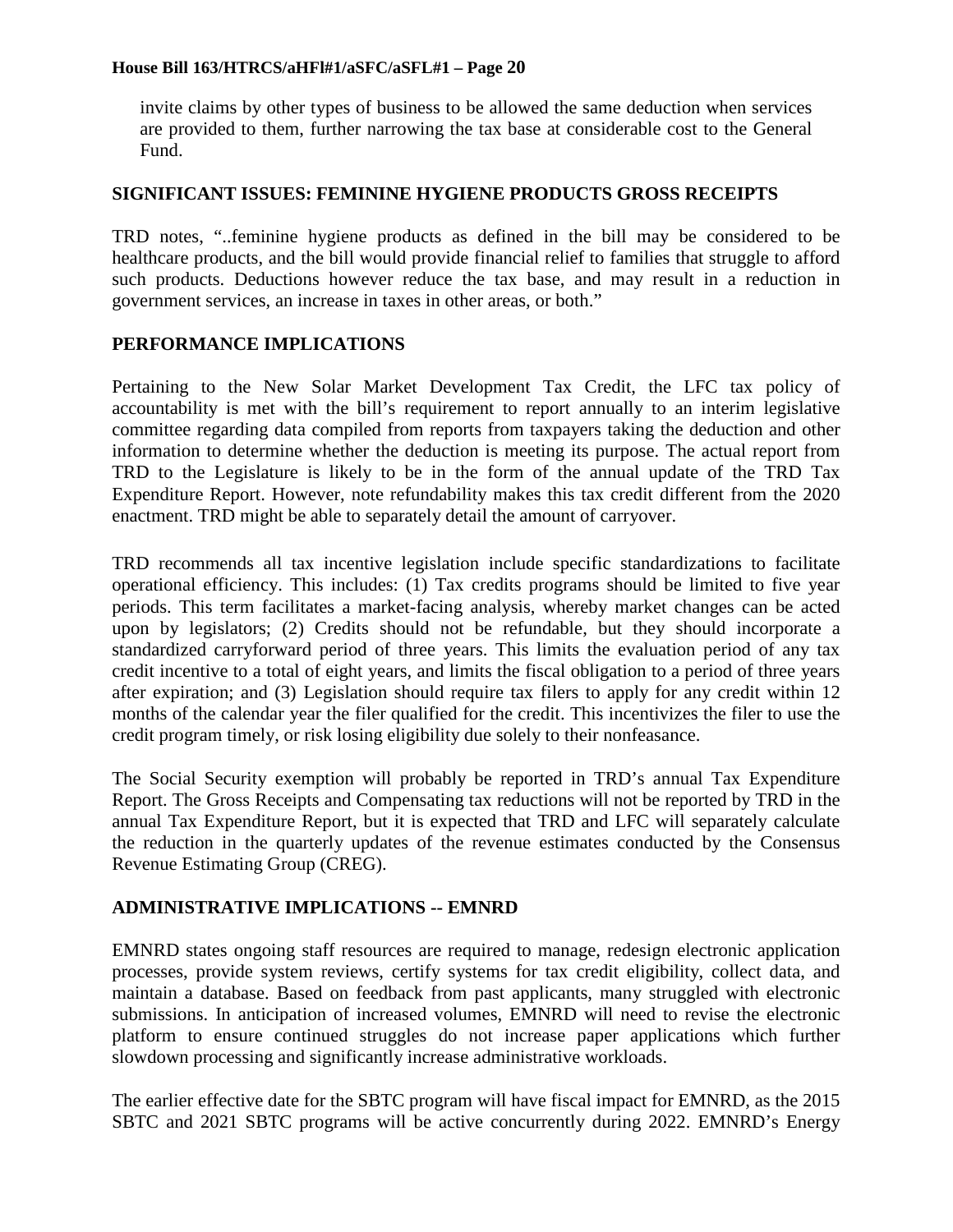invite claims by other types of business to be allowed the same deduction when services are provided to them, further narrowing the tax base at considerable cost to the General Fund.

## SIGNIFICANT ISSUES: FEMININE HYGIENE PRODUCTS GROSS RECEIPTS

TRD notes, "..feminine hygiene products as defined in the bill may be considered to be healthcare products, and the bill would provide financial relief to families that struggle to afford such products. Deductions however reduce the tax base, and may result in a reduction in government services, an increase in taxes in other areas, or both."

## PERFORMANCE IMPLICATIONS

Pertaining to the New Solar Market Development Tax Credit, the LFC tax policy of accountability is met with the bill's requirement to report annually to an interim legislative committee regarding data compiled from reports from taxpayers taking the deduction and other information to determine whether the deduction is meeting its purpose. The actual report from TRD to the Legislature is likely to be in the form of the annual update of the TRD Tax Expenditure Report. However, note refundability makes this tax credit different from the 2020 enactment. TRD might be able to separately detail the amount of carryover.

TRD recommends all tax incentive legislation include specific standardizations to facilitate operational efficiency. This includes: (1) Tax credits programs should be limited to five year periods. This term facilitates a market-facing analysis, whereby market changes can be acted upon by legislators; (2) Credits should not be refundable, but they should incorporate a standardized carryforward period of three years. This limits the evaluation period of any tax credit incentive to a total of eight years, and limits the fiscal obligation to a period of three years after expiration; and (3) Legislation should require tax filers to apply for any credit within 12 months of the calendar year the filer qualified for the credit. This incentivizes the filer to use the credit program timely, or risk losing eligibility due solely to their nonfeasance.

The Social Security exemption will probably be reported in TRD's annual Tax Expenditure Report. The Gross Receipts and Compensating tax reductions will not be reported by TRD in the annual Tax Expenditure Report, but it is expected that TRD and LFC will separately calculate the reduction in the quarterly updates of the revenue estimates conducted by the Consensus Revenue Estimating Group (CREG).

## ADMINISTRATIVE IMPLICATIONS -- EMNRD

EMNRD states ongoing staff resources are required to manage, redesign electronic application processes, provide system reviews, certify systems for tax credit eligibility, collect data, and maintain a database. Based on feedback from past applicants, many struggled with electronic submissions. In anticipation of increased volumes, EMNRD will need to revise the electronic platform to ensure continued struggles do not increase paper applications which further slowdown processing and significantly increase administrative workloads.

The earlier effective date for the SBTC program will have fiscal impact for EMNRD, as the 2015 SBTC and 2021 SBTC programs will be active concurrently during 2022. EMNRD's Energy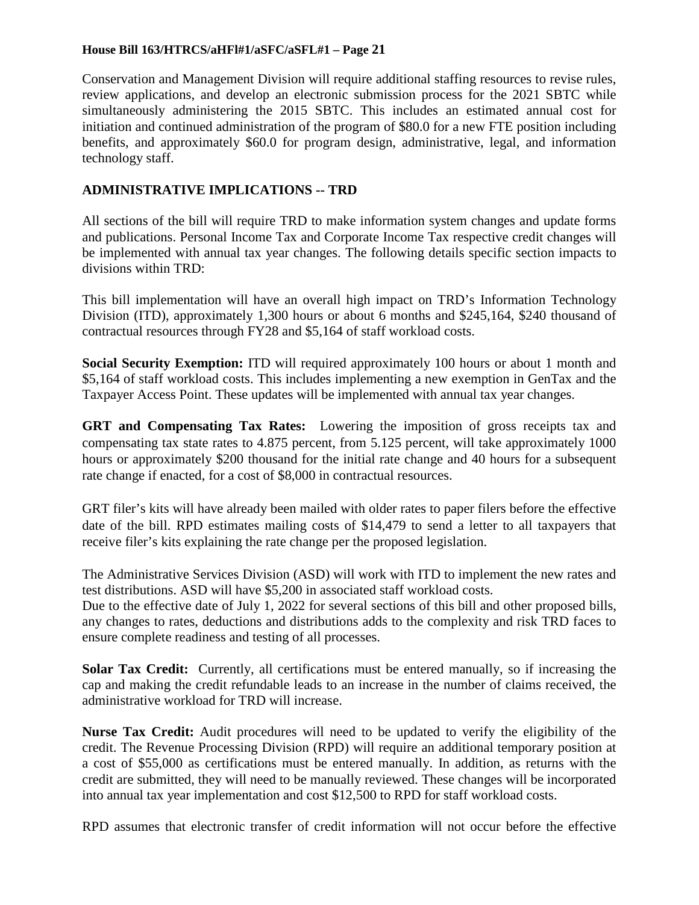Conservation and Management Division will require additional staffing resources to revise rules, review applications, and develop an electronic submission process for the 2021 SBTC while simultaneously administering the 2015 SBTC. This includes an estimated annual cost for initiation and continued administration of the program of $80.0 for a new FTE position including benefits, and approximately $60.0 for program design, administrative, legal, and information technology staff.

## ADMINISTRATIVE IMPLICATIONS -- TRD

All sections of the bill will require TRD to make information system changes and update forms and publications. Personal Income Tax and Corporate Income Tax respective credit changes will be implemented with annual tax year changes. The following details specific section impacts to divisions within TRD:

This bill implementation will have an overall high impact on TRD's Information Technology Division (ITD), approximately 1,300 hours or about 6 months and $245,164, $240 thousand of contractual resources through FY28 and $5,164 of staff workload costs.

**Social Security Exemption:** ITD will required approximately 100 hours or about 1 month and $5,164 of staff workload costs. This includes implementing a new exemption in GenTax and the Taxpayer Access Point. These updates will be implemented with annual tax year changes.

**GRT and Compensating Tax Rates:** Lowering the imposition of gross receipts tax and compensating tax state rates to 4.875 percent, from 5.125 percent, will take approximately 1000 hours or approximately $200 thousand for the initial rate change and 40 hours for a subsequent rate change if enacted, for a cost of $8,000 in contractual resources.

GRT filer's kits will have already been mailed with older rates to paper filers before the effective date of the bill. RPD estimates mailing costs of $14,479 to send a letter to all taxpayers that receive filer's kits explaining the rate change per the proposed legislation.

The Administrative Services Division (ASD) will work with ITD to implement the new rates and test distributions. ASD will have $5,200 in associated staff workload costs.
Due to the effective date of July 1, 2022 for several sections of this bill and other proposed bills, any changes to rates, deductions and distributions adds to the complexity and risk TRD faces to ensure complete readiness and testing of all processes.

**Solar Tax Credit:** Currently, all certifications must be entered manually, so if increasing the cap and making the credit refundable leads to an increase in the number of claims received, the administrative workload for TRD will increase.

**Nurse Tax Credit:** Audit procedures will need to be updated to verify the eligibility of the credit. The Revenue Processing Division (RPD) will require an additional temporary position at a cost of $55,000 as certifications must be entered manually. In addition, as returns with the credit are submitted, they will need to be manually reviewed. These changes will be incorporated into annual tax year implementation and cost $12,500 to RPD for staff workload costs.

RPD assumes that electronic transfer of credit information will not occur before the effective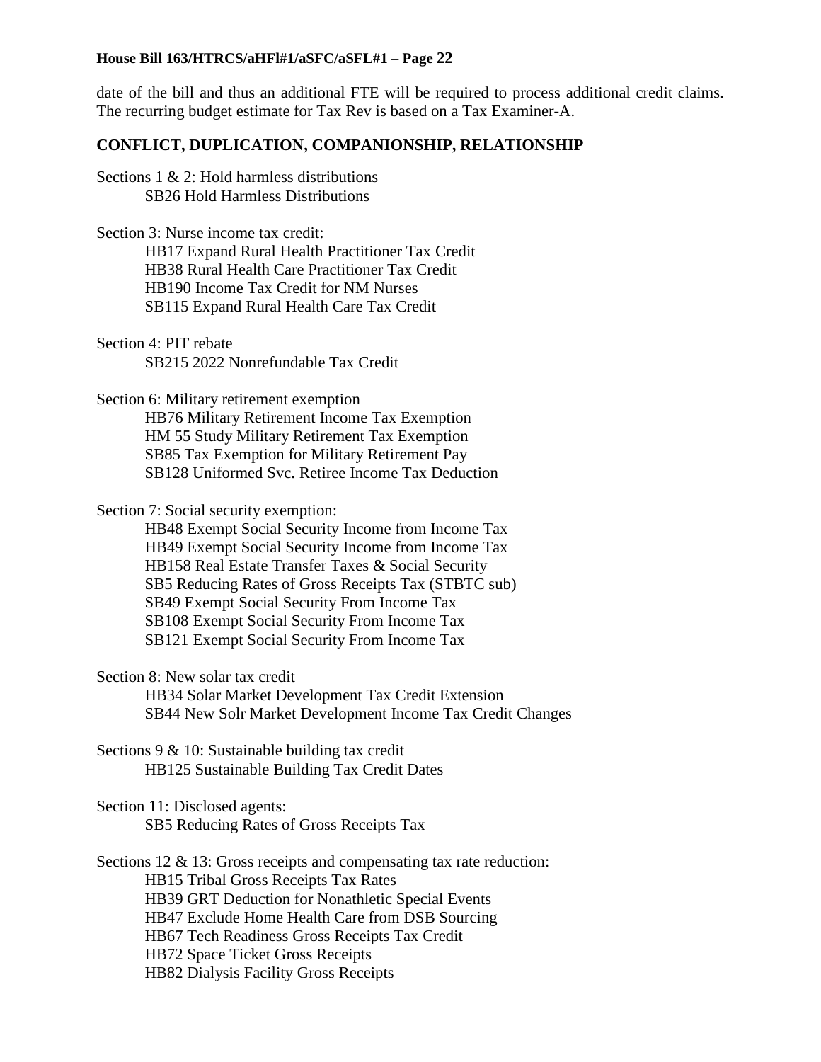date of the bill and thus an additional FTE will be required to process additional credit claims. The recurring budget estimate for Tax Rev is based on a Tax Examiner-A.

## CONFLICT, DUPLICATION, COMPANIONSHIP, RELATIONSHIP

Sections 1 & 2: Hold harmless distributions
- SB26 Hold Harmless Distributions

Section 3: Nurse income tax credit:
- HB17 Expand Rural Health Practitioner Tax Credit
- HB38 Rural Health Care Practitioner Tax Credit
- HB190 Income Tax Credit for NM Nurses
- SB115 Expand Rural Health Care Tax Credit

Section 4: PIT rebate
- SB215 2022 Nonrefundable Tax Credit

Section 6: Military retirement exemption
- HB76 Military Retirement Income Tax Exemption
- HM 55 Study Military Retirement Tax Exemption
- SB85 Tax Exemption for Military Retirement Pay
- SB128 Uniformed Svc. Retiree Income Tax Deduction

Section 7: Social security exemption:
- HB48 Exempt Social Security Income from Income Tax
- HB49 Exempt Social Security Income from Income Tax
- HB158 Real Estate Transfer Taxes & Social Security
- SB5 Reducing Rates of Gross Receipts Tax (STBTC sub)
- SB49 Exempt Social Security From Income Tax
- SB108 Exempt Social Security From Income Tax
- SB121 Exempt Social Security From Income Tax

Section 8: New solar tax credit
- HB34 Solar Market Development Tax Credit Extension
- SB44 New Solr Market Development Income Tax Credit Changes

Sections 9 & 10: Sustainable building tax credit
- HB125 Sustainable Building Tax Credit Dates

Section 11: Disclosed agents:
- SB5 Reducing Rates of Gross Receipts Tax

Sections 12 & 13: Gross receipts and compensating tax rate reduction:
- HB15 Tribal Gross Receipts Tax Rates
- HB39 GRT Deduction for Nonathletic Special Events
- HB47 Exclude Home Health Care from DSB Sourcing
- HB67 Tech Readiness Gross Receipts Tax Credit
- HB72 Space Ticket Gross Receipts
- HB82 Dialysis Facility Gross Receipts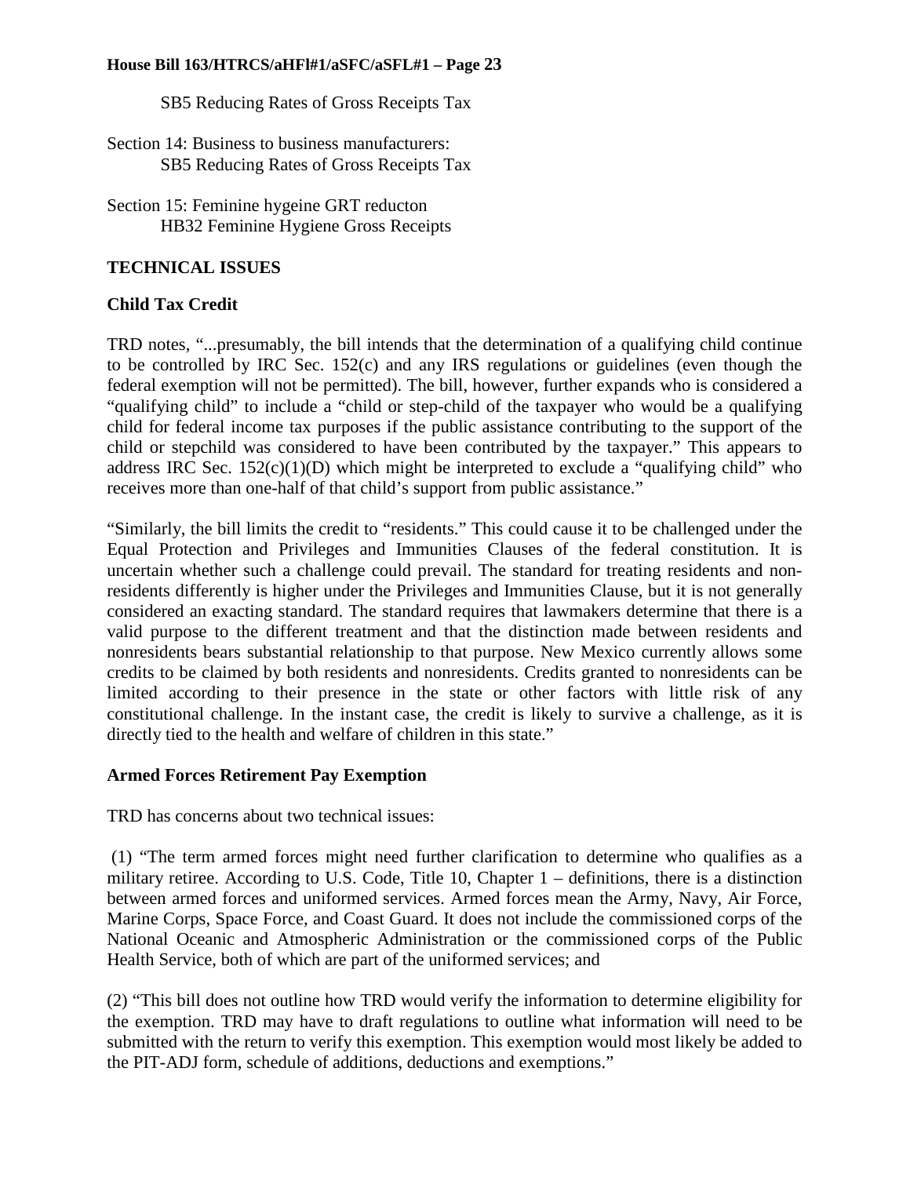SB5 Reducing Rates of Gross Receipts Tax

Section 14: Business to business manufacturers:
SB5 Reducing Rates of Gross Receipts Tax

Section 15: Feminine hygeine GRT reducton
HB32 Feminine Hygiene Gross Receipts

## TECHNICAL ISSUES

### Child Tax Credit

TRD notes, "...presumably, the bill intends that the determination of a qualifying child continue to be controlled by IRC Sec. 152(c) and any IRS regulations or guidelines (even though the federal exemption will not be permitted). The bill, however, further expands who is considered a "qualifying child" to include a "child or step-child of the taxpayer who would be a qualifying child for federal income tax purposes if the public assistance contributing to the support of the child or stepchild was considered to have been contributed by the taxpayer." This appears to address IRC Sec. 152(c)(1)(D) which might be interpreted to exclude a "qualifying child" who receives more than one-half of that child's support from public assistance."

"Similarly, the bill limits the credit to "residents." This could cause it to be challenged under the Equal Protection and Privileges and Immunities Clauses of the federal constitution. It is uncertain whether such a challenge could prevail. The standard for treating residents and non-residents differently is higher under the Privileges and Immunities Clause, but it is not generally considered an exacting standard. The standard requires that lawmakers determine that there is a valid purpose to the different treatment and that the distinction made between residents and nonresidents bears substantial relationship to that purpose. New Mexico currently allows some credits to be claimed by both residents and nonresidents. Credits granted to nonresidents can be limited according to their presence in the state or other factors with little risk of any constitutional challenge. In the instant case, the credit is likely to survive a challenge, as it is directly tied to the health and welfare of children in this state."

### Armed Forces Retirement Pay Exemption

TRD has concerns about two technical issues:

(1) "The term armed forces might need further clarification to determine who qualifies as a military retiree. According to U.S. Code, Title 10, Chapter 1 – definitions, there is a distinction between armed forces and uniformed services. Armed forces mean the Army, Navy, Air Force, Marine Corps, Space Force, and Coast Guard. It does not include the commissioned corps of the National Oceanic and Atmospheric Administration or the commissioned corps of the Public Health Service, both of which are part of the uniformed services; and

(2) "This bill does not outline how TRD would verify the information to determine eligibility for the exemption. TRD may have to draft regulations to outline what information will need to be submitted with the return to verify this exemption. This exemption would most likely be added to the PIT-ADJ form, schedule of additions, deductions and exemptions."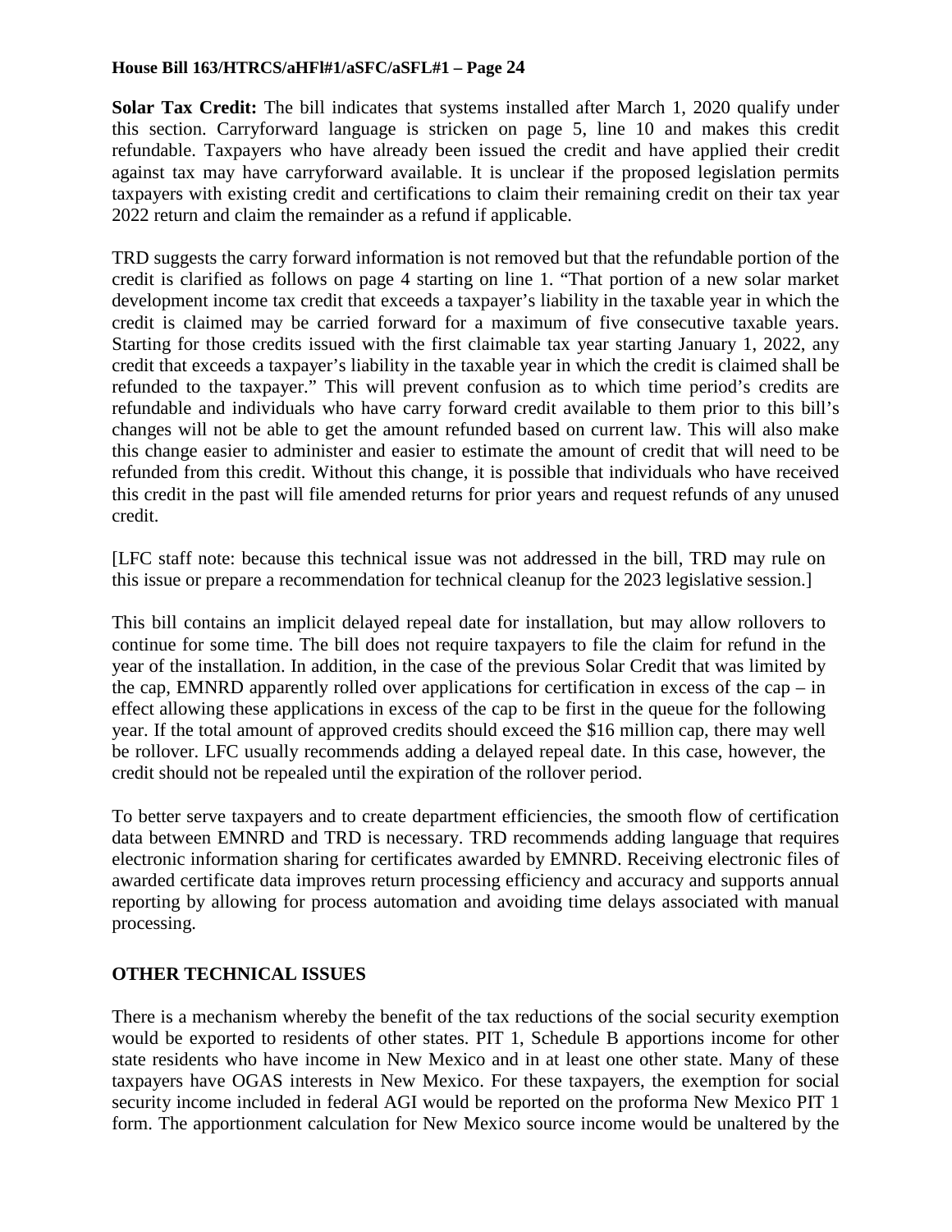**Solar Tax Credit:** The bill indicates that systems installed after March 1, 2020 qualify under this section. Carryforward language is stricken on page 5, line 10 and makes this credit refundable. Taxpayers who have already been issued the credit and have applied their credit against tax may have carryforward available. It is unclear if the proposed legislation permits taxpayers with existing credit and certifications to claim their remaining credit on their tax year 2022 return and claim the remainder as a refund if applicable.

TRD suggests the carry forward information is not removed but that the refundable portion of the credit is clarified as follows on page 4 starting on line 1. "That portion of a new solar market development income tax credit that exceeds a taxpayer's liability in the taxable year in which the credit is claimed may be carried forward for a maximum of five consecutive taxable years. Starting for those credits issued with the first claimable tax year starting January 1, 2022, any credit that exceeds a taxpayer's liability in the taxable year in which the credit is claimed shall be refunded to the taxpayer." This will prevent confusion as to which time period's credits are refundable and individuals who have carry forward credit available to them prior to this bill's changes will not be able to get the amount refunded based on current law. This will also make this change easier to administer and easier to estimate the amount of credit that will need to be refunded from this credit. Without this change, it is possible that individuals who have received this credit in the past will file amended returns for prior years and request refunds of any unused credit.

[LFC staff note: because this technical issue was not addressed in the bill, TRD may rule on this issue or prepare a recommendation for technical cleanup for the 2023 legislative session.]

This bill contains an implicit delayed repeal date for installation, but may allow rollovers to continue for some time. The bill does not require taxpayers to file the claim for refund in the year of the installation. In addition, in the case of the previous Solar Credit that was limited by the cap, EMNRD apparently rolled over applications for certification in excess of the cap – in effect allowing these applications in excess of the cap to be first in the queue for the following year. If the total amount of approved credits should exceed the $16 million cap, there may well be rollover. LFC usually recommends adding a delayed repeal date. In this case, however, the credit should not be repealed until the expiration of the rollover period.

To better serve taxpayers and to create department efficiencies, the smooth flow of certification data between EMNRD and TRD is necessary. TRD recommends adding language that requires electronic information sharing for certificates awarded by EMNRD. Receiving electronic files of awarded certificate data improves return processing efficiency and accuracy and supports annual reporting by allowing for process automation and avoiding time delays associated with manual processing.

## OTHER TECHNICAL ISSUES

There is a mechanism whereby the benefit of the tax reductions of the social security exemption would be exported to residents of other states. PIT 1, Schedule B apportions income for other state residents who have income in New Mexico and in at least one other state. Many of these taxpayers have OGAS interests in New Mexico. For these taxpayers, the exemption for social security income included in federal AGI would be reported on the proforma New Mexico PIT 1 form. The apportionment calculation for New Mexico source income would be unaltered by the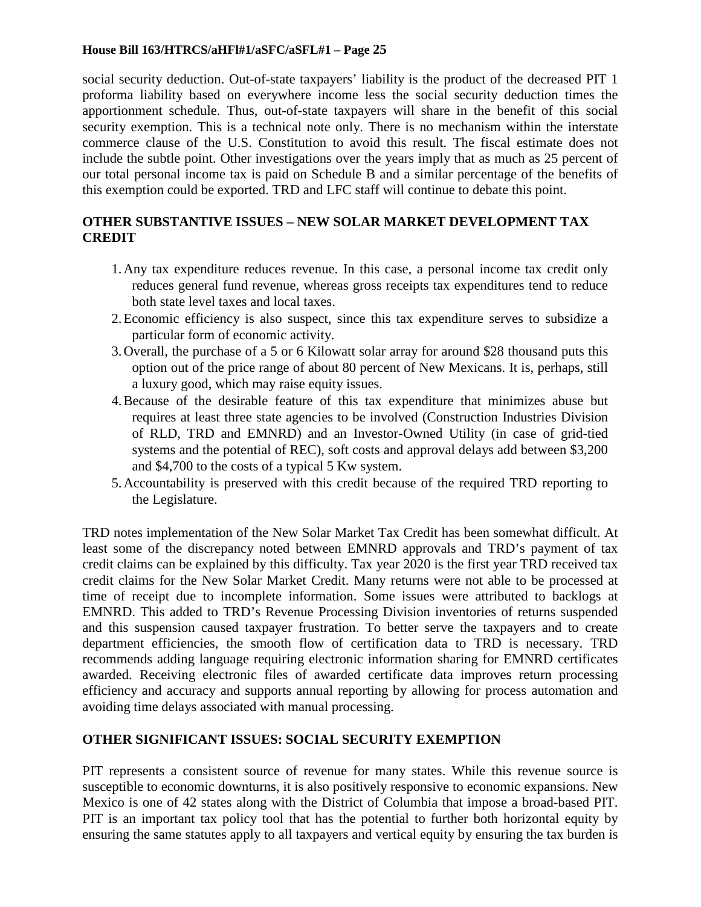social security deduction. Out-of-state taxpayers' liability is the product of the decreased PIT 1 proforma liability based on everywhere income less the social security deduction times the apportionment schedule. Thus, out-of-state taxpayers will share in the benefit of this social security exemption. This is a technical note only. There is no mechanism within the interstate commerce clause of the U.S. Constitution to avoid this result. The fiscal estimate does not include the subtle point. Other investigations over the years imply that as much as 25 percent of our total personal income tax is paid on Schedule B and a similar percentage of the benefits of this exemption could be exported. TRD and LFC staff will continue to debate this point.

## OTHER SUBSTANTIVE ISSUES – NEW SOLAR MARKET DEVELOPMENT TAX CREDIT

1. Any tax expenditure reduces revenue. In this case, a personal income tax credit only reduces general fund revenue, whereas gross receipts tax expenditures tend to reduce both state level taxes and local taxes.
2. Economic efficiency is also suspect, since this tax expenditure serves to subsidize a particular form of economic activity.
3. Overall, the purchase of a 5 or 6 Kilowatt solar array for around $28 thousand puts this option out of the price range of about 80 percent of New Mexicans. It is, perhaps, still a luxury good, which may raise equity issues.
4. Because of the desirable feature of this tax expenditure that minimizes abuse but requires at least three state agencies to be involved (Construction Industries Division of RLD, TRD and EMNRD) and an Investor-Owned Utility (in case of grid-tied systems and the potential of REC), soft costs and approval delays add between $3,200 and $4,700 to the costs of a typical 5 Kw system.
5. Accountability is preserved with this credit because of the required TRD reporting to the Legislature.

TRD notes implementation of the New Solar Market Tax Credit has been somewhat difficult. At least some of the discrepancy noted between EMNRD approvals and TRD's payment of tax credit claims can be explained by this difficulty. Tax year 2020 is the first year TRD received tax credit claims for the New Solar Market Credit. Many returns were not able to be processed at time of receipt due to incomplete information. Some issues were attributed to backlogs at EMNRD. This added to TRD's Revenue Processing Division inventories of returns suspended and this suspension caused taxpayer frustration. To better serve the taxpayers and to create department efficiencies, the smooth flow of certification data to TRD is necessary. TRD recommends adding language requiring electronic information sharing for EMNRD certificates awarded. Receiving electronic files of awarded certificate data improves return processing efficiency and accuracy and supports annual reporting by allowing for process automation and avoiding time delays associated with manual processing.

## OTHER SIGNIFICANT ISSUES: SOCIAL SECURITY EXEMPTION

PIT represents a consistent source of revenue for many states. While this revenue source is susceptible to economic downturns, it is also positively responsive to economic expansions. New Mexico is one of 42 states along with the District of Columbia that impose a broad-based PIT. PIT is an important tax policy tool that has the potential to further both horizontal equity by ensuring the same statutes apply to all taxpayers and vertical equity by ensuring the tax burden is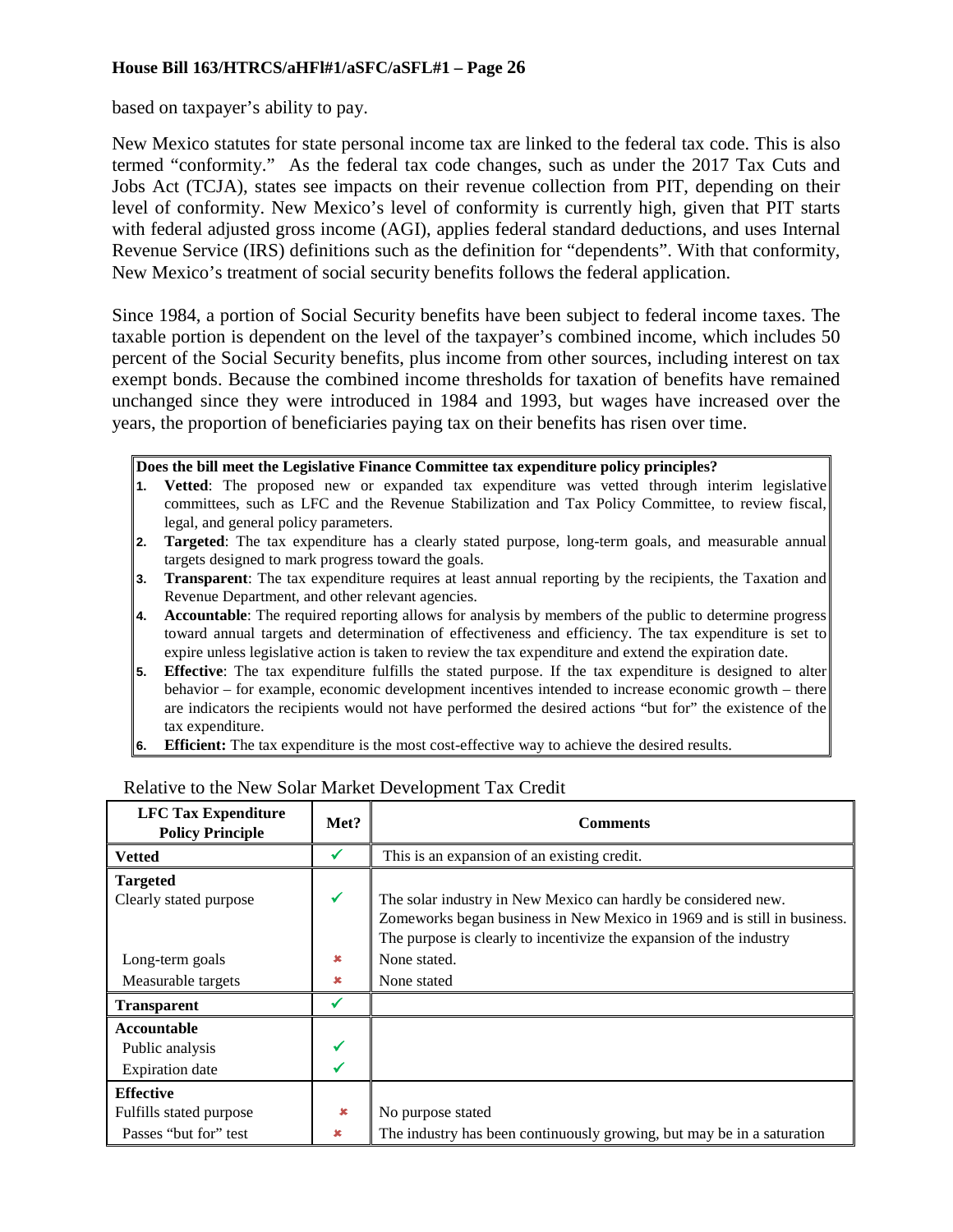based on taxpayer's ability to pay.

New Mexico statutes for state personal income tax are linked to the federal tax code. This is also termed "conformity." As the federal tax code changes, such as under the 2017 Tax Cuts and Jobs Act (TCJA), states see impacts on their revenue collection from PIT, depending on their level of conformity. New Mexico's level of conformity is currently high, given that PIT starts with federal adjusted gross income (AGI), applies federal standard deductions, and uses Internal Revenue Service (IRS) definitions such as the definition for "dependents". With that conformity, New Mexico's treatment of social security benefits follows the federal application.

Since 1984, a portion of Social Security benefits have been subject to federal income taxes. The taxable portion is dependent on the level of the taxpayer's combined income, which includes 50 percent of the Social Security benefits, plus income from other sources, including interest on tax exempt bonds. Because the combined income thresholds for taxation of benefits have remained unchanged since they were introduced in 1984 and 1993, but wages have increased over the years, the proportion of beneficiaries paying tax on their benefits has risen over time.

**Does the bill meet the Legislative Finance Committee tax expenditure policy principles?**

1. **Vetted**: The proposed new or expanded tax expenditure was vetted through interim legislative committees, such as LFC and the Revenue Stabilization and Tax Policy Committee, to review fiscal, legal, and general policy parameters.
2. **Targeted**: The tax expenditure has a clearly stated purpose, long-term goals, and measurable annual targets designed to mark progress toward the goals.
3. **Transparent**: The tax expenditure requires at least annual reporting by the recipients, the Taxation and Revenue Department, and other relevant agencies.
4. **Accountable**: The required reporting allows for analysis by members of the public to determine progress toward annual targets and determination of effectiveness and efficiency. The tax expenditure is set to expire unless legislative action is taken to review the tax expenditure and extend the expiration date.
5. **Effective**: The tax expenditure fulfills the stated purpose. If the tax expenditure is designed to alter behavior – for example, economic development incentives intended to increase economic growth – there are indicators the recipients would not have performed the desired actions "but for" the existence of the tax expenditure.
6. **Efficient:** The tax expenditure is the most cost-effective way to achieve the desired results.

Relative to the New Solar Market Development Tax Credit

| LFC Tax Expenditure Policy Principle | Met? | Comments |
|---|---|---|
| **Vetted** | ✓ | This is an expansion of an existing credit. |
| **Targeted** | | |
| Clearly stated purpose | ✓ | The solar industry in New Mexico can hardly be considered new. Zomeworks began business in New Mexico in 1969 and is still in business. The purpose is clearly to incentivize the expansion of the industry |
| Long-term goals | ✗ | None stated. |
| Measurable targets | ✗ | None stated |
| **Transparent** | ✓ | |
| **Accountable** | | |
| Public analysis | ✓ | |
| Expiration date | ✓ | |
| **Effective** | | |
| Fulfills stated purpose | ✗ | No purpose stated |
| Passes "but for" test | ✗ | The industry has been continuously growing, but may be in a saturation |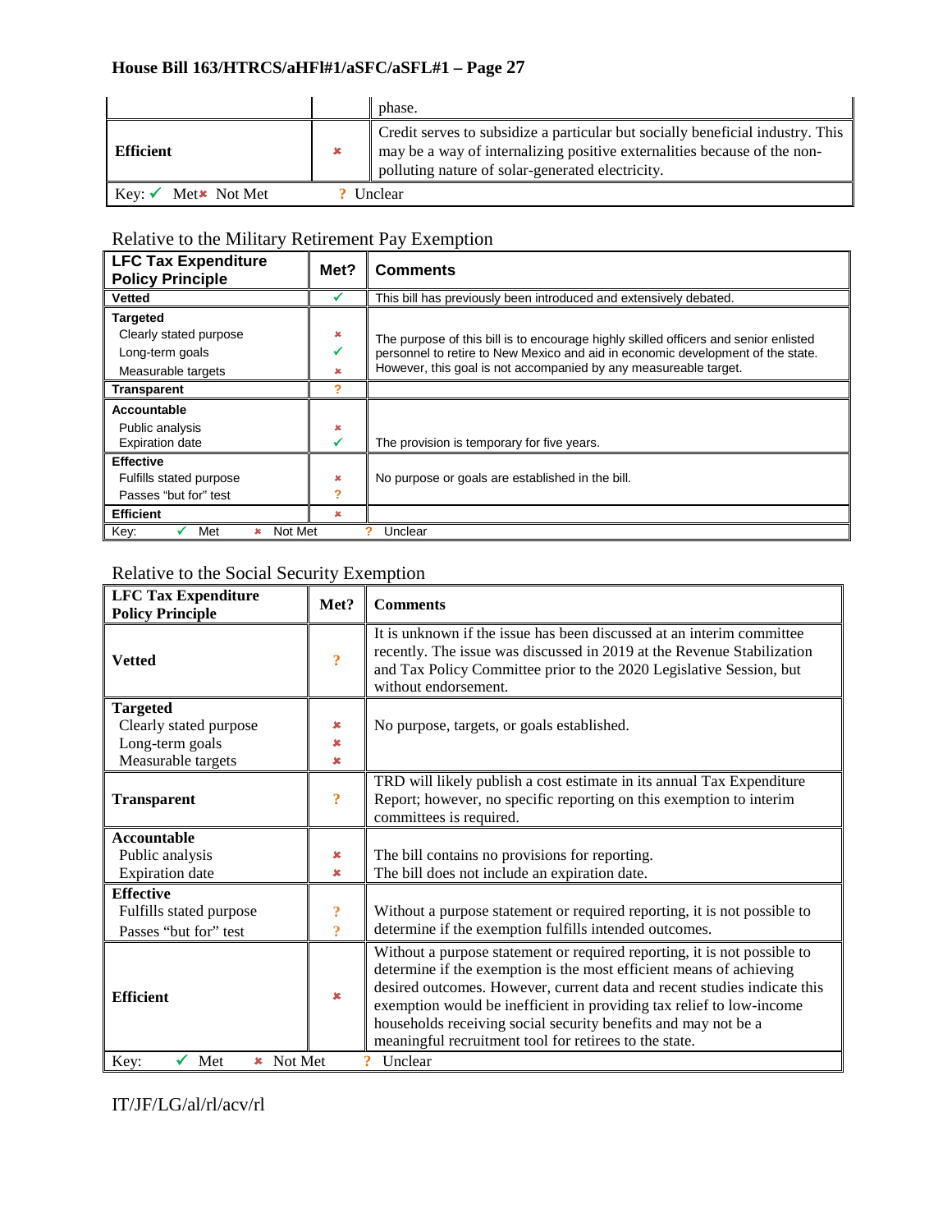| | | |
|---|---|---|
| | | phase. |
| **Efficient** | ✖ | Credit serves to subsidize a particular but socially beneficial industry. This may be a way of internalizing positive externalities because of the non-polluting nature of solar-generated electricity. |
| Key: ✔ Met ✖ Not Met | | ? Unclear |

Relative to the Military Retirement Pay Exemption

| LFC Tax Expenditure Policy Principle | Met? | Comments |
|---|---|---|
| **Vetted** | ✔ | This bill has previously been introduced and extensively debated. |
| **Targeted** | | The purpose of this bill is to encourage highly skilled officers and senior enlisted personnel to retire to New Mexico and aid in economic development of the state. However, this goal is not accompanied by any measureable target. |
| Clearly stated purpose | ✖ | |
| Long-term goals | ✔ | |
| Measurable targets | ✖ | |
| **Transparent** | ? | |
| **Accountable** | | |
| Public analysis | ✖ | |
| Expiration date | ✔ | The provision is temporary for five years. |
| **Effective** | | |
| Fulfills stated purpose | ✖ | No purpose or goals are established in the bill. |
| Passes "but for" test | ? | |
| **Efficient** | ✖ | |
| Key: ✔ Met ✖ Not Met | | ? Unclear |

Relative to the Social Security Exemption

| LFC Tax Expenditure Policy Principle | Met? | Comments |
|---|---|---|
| **Vetted** | ? | It is unknown if the issue has been discussed at an interim committee recently. The issue was discussed in 2019 at the Revenue Stabilization and Tax Policy Committee prior to the 2020 Legislative Session, but without endorsement. |
| **Targeted** | | No purpose, targets, or goals established. |
| Clearly stated purpose | ✖ | |
| Long-term goals | ✖ | |
| Measurable targets | ✖ | |
| **Transparent** | ? | TRD will likely publish a cost estimate in its annual Tax Expenditure Report; however, no specific reporting on this exemption to interim committees is required. |
| **Accountable** | | |
| Public analysis | ✖ | The bill contains no provisions for reporting. |
| Expiration date | ✖ | The bill does not include an expiration date. |
| **Effective** | | Without a purpose statement or required reporting, it is not possible to determine if the exemption fulfills intended outcomes. |
| Fulfills stated purpose | ? | |
| Passes "but for" test | ? | |
| **Efficient** | ✖ | Without a purpose statement or required reporting, it is not possible to determine if the exemption is the most efficient means of achieving desired outcomes. However, current data and recent studies indicate this exemption would be inefficient in providing tax relief to low-income households receiving social security benefits and may not be a meaningful recruitment tool for retirees to the state. |
| Key: ✔ Met ✖ Not Met | | ? Unclear |

IT/JF/LG/al/rl/acv/rl